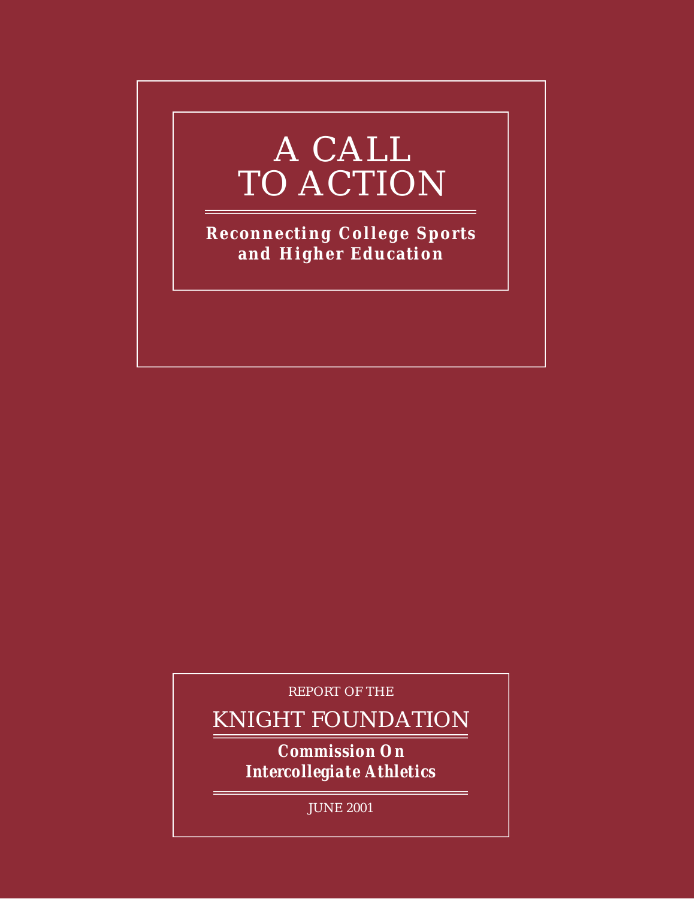# A CALL TO ACTION

**Reconnecting College Sports and Higher Education**

REPORT OF THE

KNIGHT FOUNDATION

***Commission On Intercollegiate Athletics***

JUNE 2001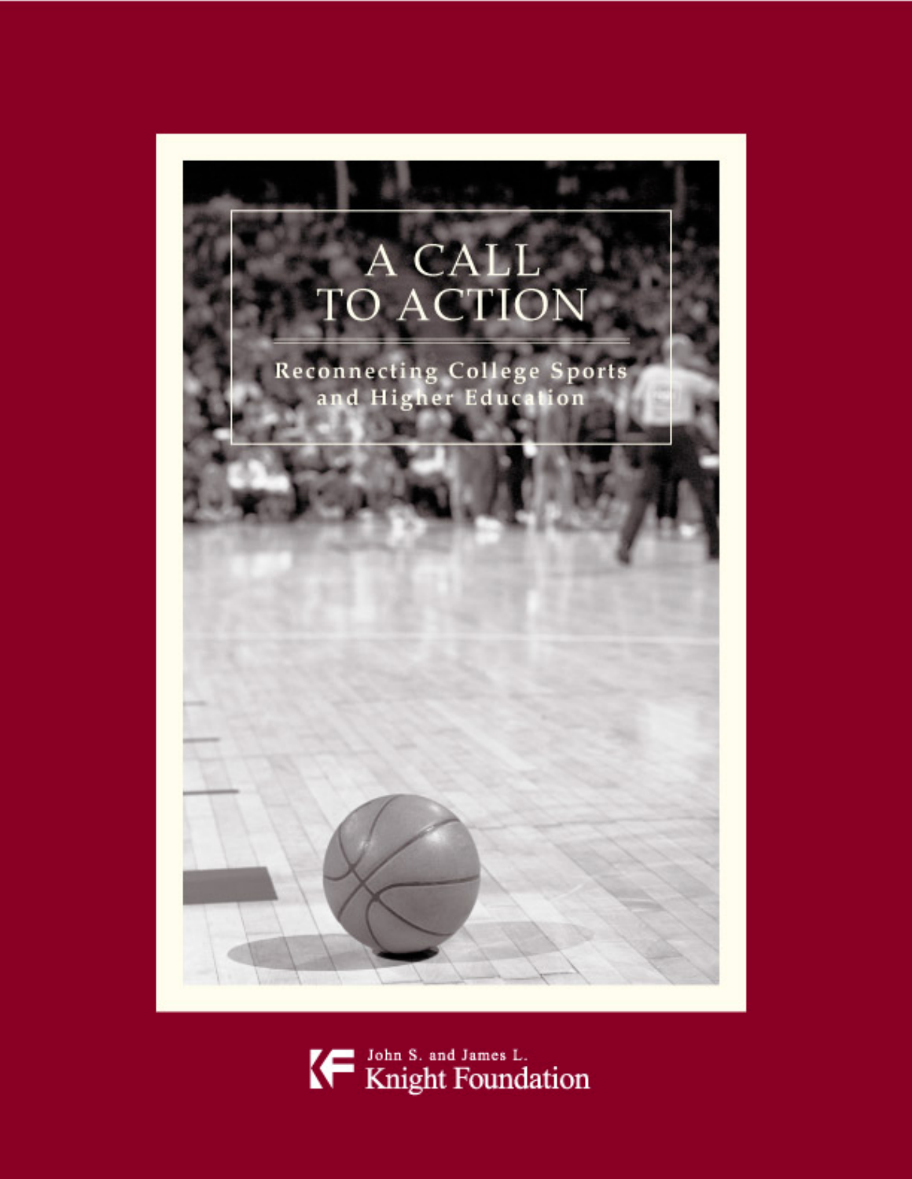# A CALL TO ACTION

## Reconnecting College Sports and Higher Education

John S. and James L.
Knight Foundation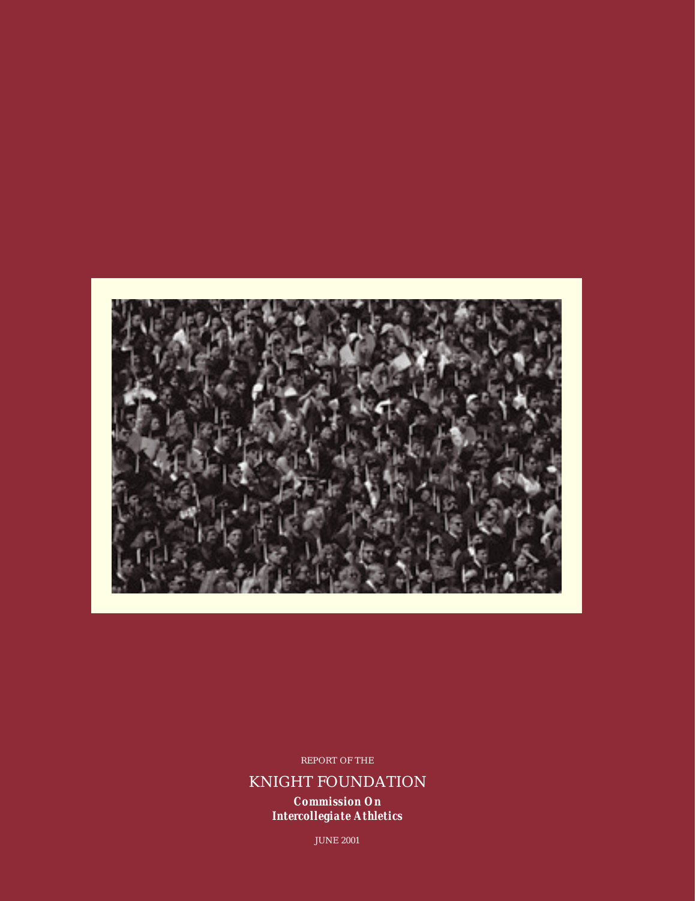REPORT OF THE

KNIGHT FOUNDATION

***Commission On***
***Intercollegiate Athletics***

JUNE 2001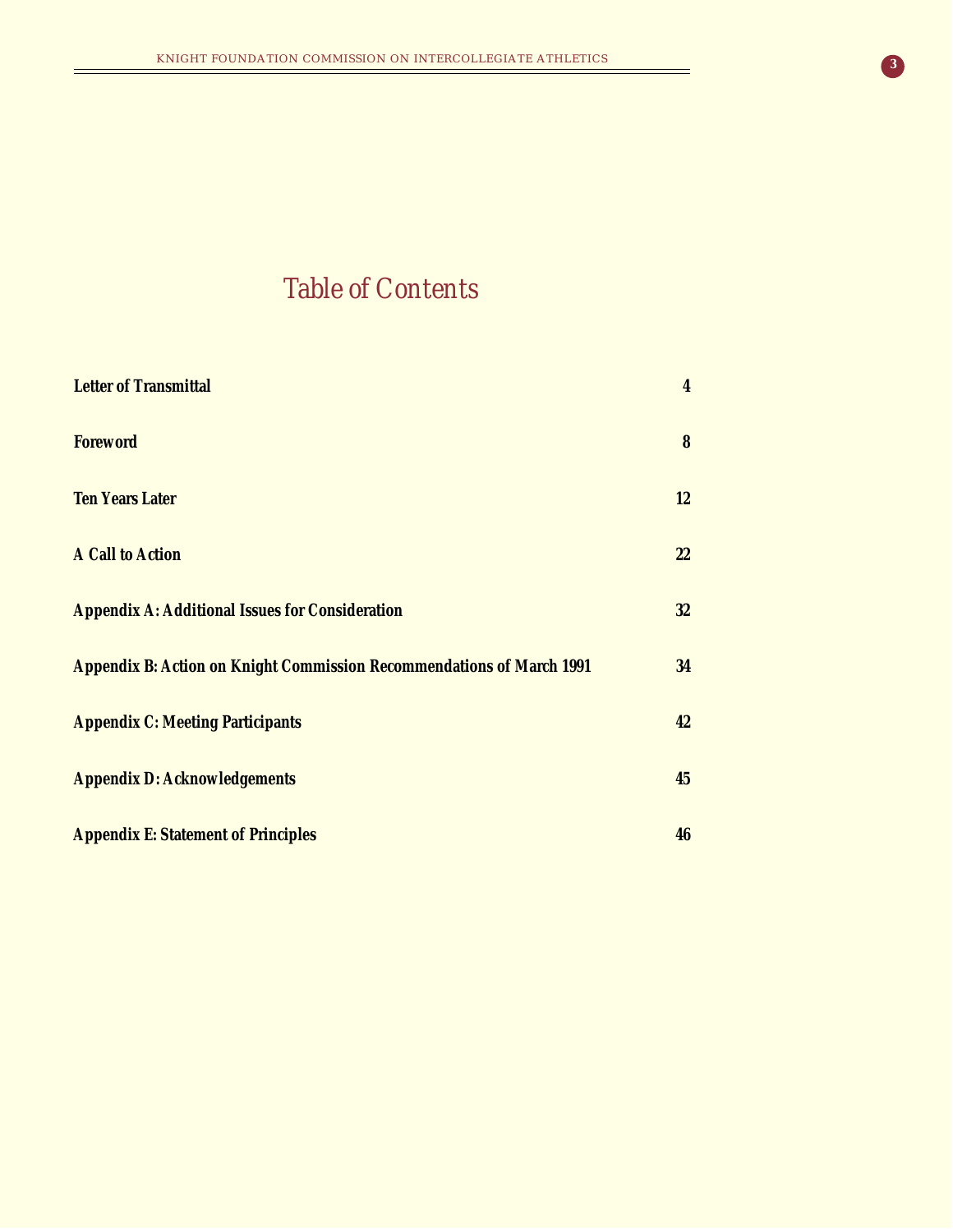# Table of Contents

| | |
|---|---|
| **Letter of Transmittal** | **4** |
| **Foreword** | **8** |
| **Ten Years Later** | **12** |
| **A Call to Action** | **22** |
| **Appendix A: Additional Issues for Consideration** | **32** |
| **Appendix B: Action on Knight Commission Recommendations of March 1991** | **34** |
| **Appendix C: Meeting Participants** | **42** |
| **Appendix D: Acknowledgements** | **45** |
| **Appendix E: Statement of Principles** | **46** |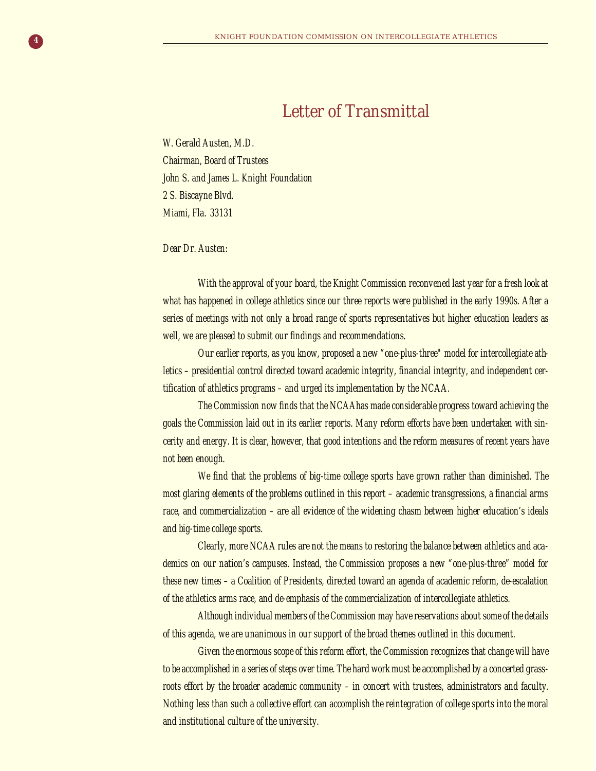# Letter of Transmittal

W. Gerald Austen, M.D.
Chairman, Board of Trustees
John S. and James L. Knight Foundation
2 S. Biscayne Blvd.
Miami, Fla. 33131

Dear Dr. Austen:

With the approval of your board, the Knight Commission reconvened last year for a fresh look at what has happened in college athletics since our three reports were published in the early 1990s. After a series of meetings with not only a broad range of sports representatives but higher education leaders as well, we are pleased to submit our findings and recommendations.

Our earlier reports, as you know, proposed a new "one-plus-three" model for intercollegiate athletics – presidential control directed toward academic integrity, financial integrity, and independent certification of athletics programs – and urged its implementation by the NCAA.

The Commission now finds that the NCAA has made considerable progress toward achieving the goals the Commission laid out in its earlier reports. Many reform efforts have been undertaken with sincerity and energy. It is clear, however, that good intentions and the reform measures of recent years have not been enough.

We find that the problems of big-time college sports have grown rather than diminished. The most glaring elements of the problems outlined in this report – academic transgressions, a financial arms race, and commercialization – are all evidence of the widening chasm between higher education's ideals and big-time college sports.

Clearly, more NCAA rules are not the means to restoring the balance between athletics and academics on our nation's campuses. Instead, the Commission proposes a new "one-plus-three" model for these new times – a Coalition of Presidents, directed toward an agenda of academic reform, de-escalation of the athletics arms race, and de-emphasis of the commercialization of intercollegiate athletics.

Although individual members of the Commission may have reservations about some of the details of this agenda, we are unanimous in our support of the broad themes outlined in this document.

Given the enormous scope of this reform effort, the Commission recognizes that change will have to be accomplished in a series of steps over time. The hard work must be accomplished by a concerted grassroots effort by the broader academic community – in concert with trustees, administrators and faculty. Nothing less than such a collective effort can accomplish the reintegration of college sports into the moral and institutional culture of the university.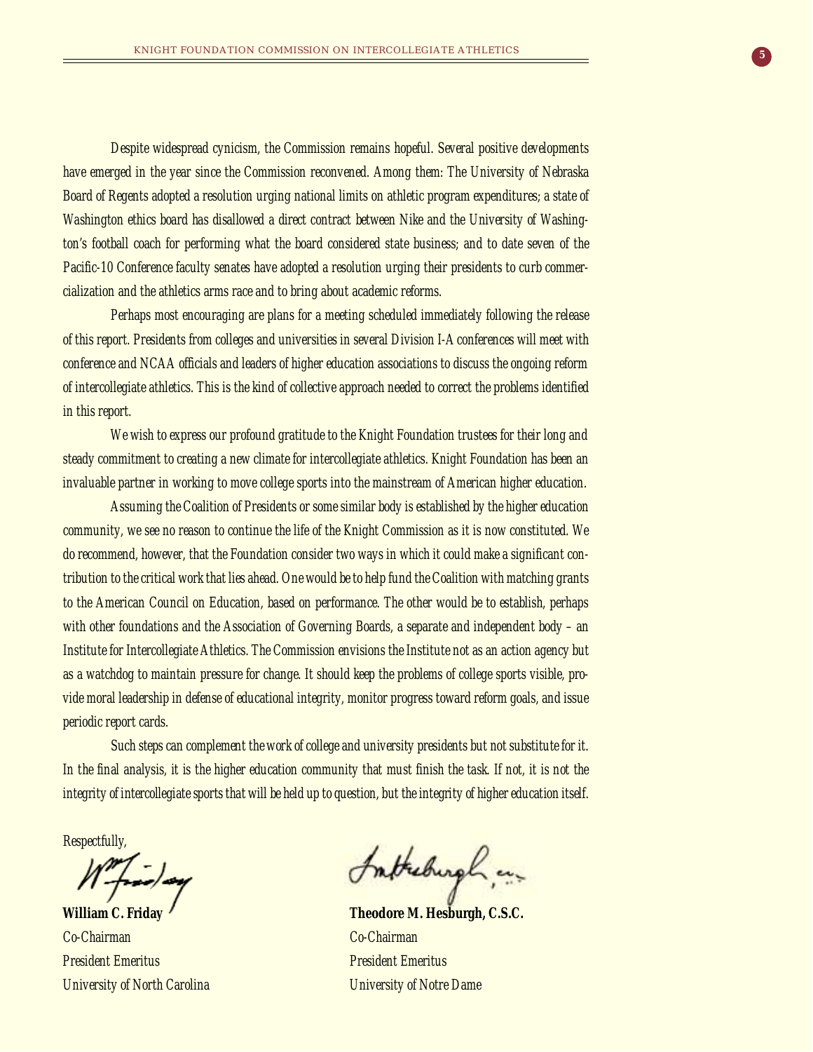*Despite widespread cynicism, the Commission remains hopeful. Several positive developments have emerged in the year since the Commission reconvened. Among them: The University of Nebraska Board of Regents adopted a resolution urging national limits on athletic program expenditures; a state of Washington ethics board has disallowed a direct contract between Nike and the University of Washington's football coach for performing what the board considered state business; and to date seven of the Pacific-10 Conference faculty senates have adopted a resolution urging their presidents to curb commercialization and the athletics arms race and to bring about academic reforms.*

*Perhaps most encouraging are plans for a meeting scheduled immediately following the release of this report. Presidents from colleges and universities in several Division I-A conferences will meet with conference and NCAA officials and leaders of higher education associations to discuss the ongoing reform of intercollegiate athletics. This is the kind of collective approach needed to correct the problems identified in this report.*

*We wish to express our profound gratitude to the Knight Foundation trustees for their long and steady commitment to creating a new climate for intercollegiate athletics. Knight Foundation has been an invaluable partner in working to move college sports into the mainstream of American higher education.*

*Assuming the Coalition of Presidents or some similar body is established by the higher education community, we see no reason to continue the life of the Knight Commission as it is now constituted. We do recommend, however, that the Foundation consider two ways in which it could make a significant contribution to the critical work that lies ahead. One would be to help fund the Coalition with matching grants to the American Council on Education, based on performance. The other would be to establish, perhaps with other foundations and the Association of Governing Boards, a separate and independent body – an Institute for Intercollegiate Athletics. The Commission envisions the Institute not as an action agency but as a watchdog to maintain pressure for change. It should keep the problems of college sports visible, provide moral leadership in defense of educational integrity, monitor progress toward reform goals, and issue periodic report cards.*

*Such steps can complement the work of college and university presidents but not substitute for it. In the final analysis, it is the higher education community that must finish the task. If not, it is not the integrity of intercollegiate sports that will be held up to question, but the integrity of higher education itself.*

*Respectfully,*

**William C. Friday**
*Co-Chairman*
*President Emeritus*
*University of North Carolina*

**Theodore M. Hesburgh, C.S.C.**
*Co-Chairman*
*President Emeritus*
*University of Notre Dame*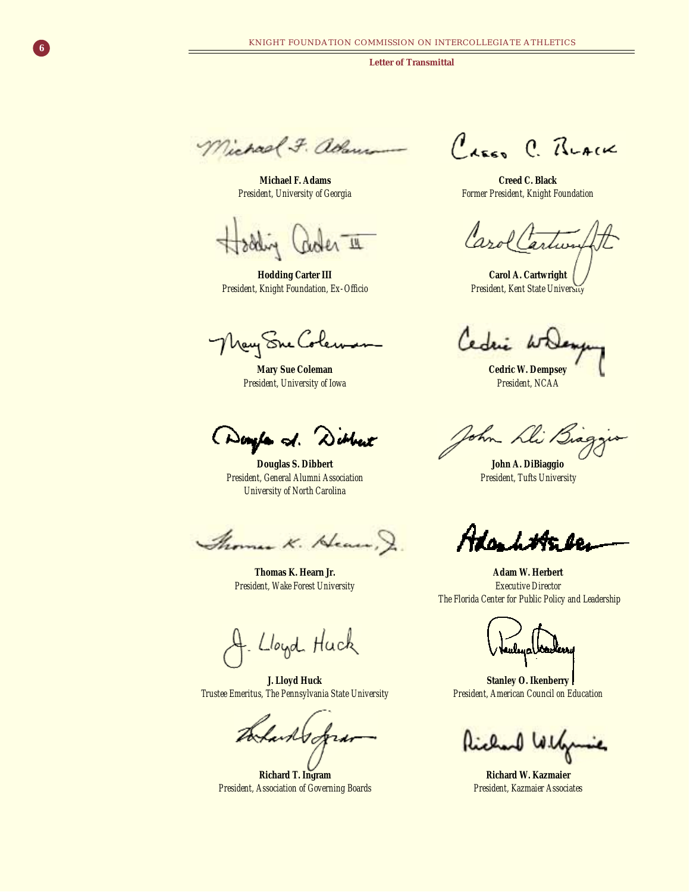**Letter of Transmittal**

**Michael F. Adams**
*President, University of Georgia*

**Creed C. Black**
*Former President, Knight Foundation*

**Hodding Carter III**
*President, Knight Foundation, Ex-Officio*

**Carol A. Cartwright**
*President, Kent State University*

**Mary Sue Coleman**
*President, University of Iowa*

**Cedric W. Dempsey**
*President, NCAA*

**Douglas S. Dibbert**
*President, General Alumni Association*
*University of North Carolina*

**John A. DiBiaggio**
*President, Tufts University*

**Thomas K. Hearn Jr.**
*President, Wake Forest University*

**Adam W. Herbert**
*Executive Director*
*The Florida Center for Public Policy and Leadership*

**J. Lloyd Huck**
*Trustee Emeritus, The Pennsylvania State University*

**Stanley O. Ikenberry**
*President, American Council on Education*

**Richard T. Ingram**
*President, Association of Governing Boards*

**Richard W. Kazmaier**
*President, Kazmaier Associates*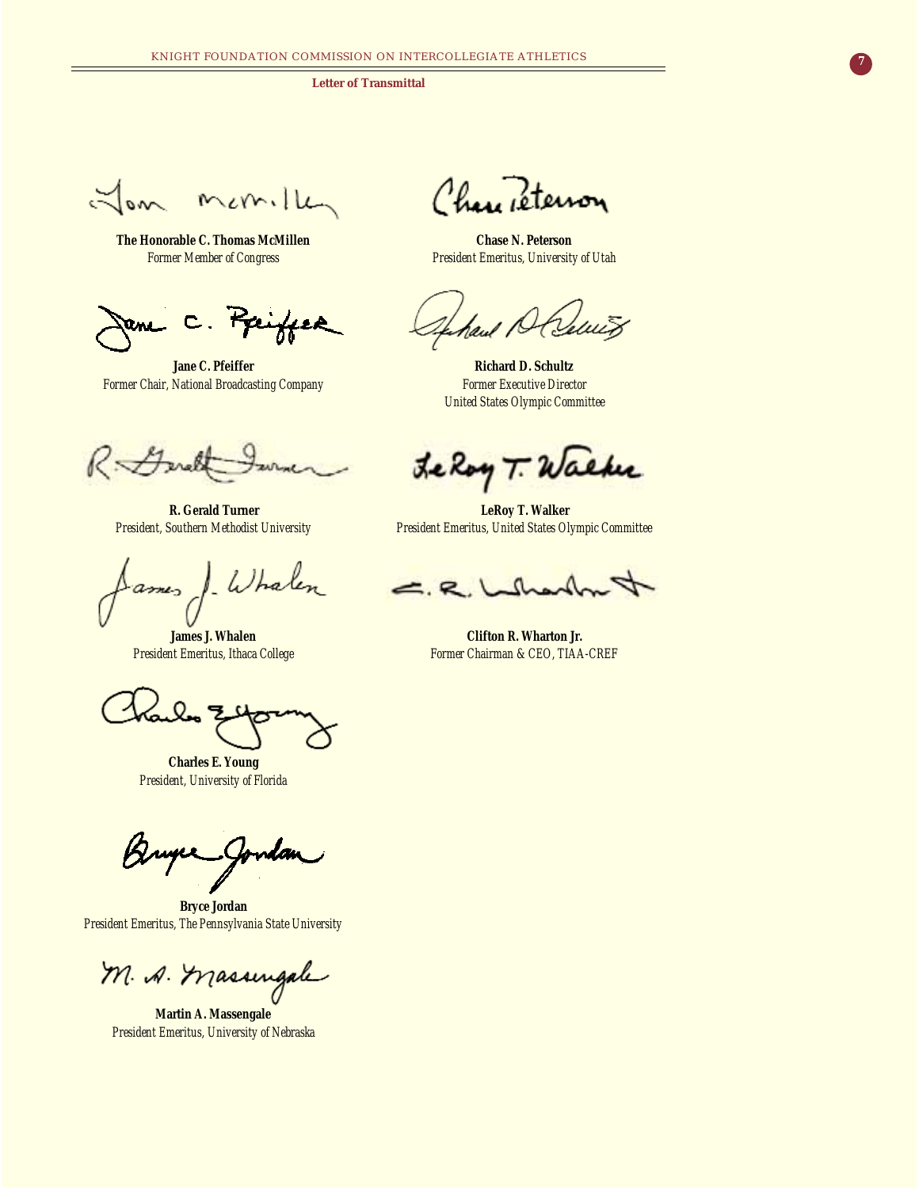**Letter of Transmittal**

**The Honorable C. Thomas McMillen**
*Former Member of Congress*

**Chase N. Peterson**
*President Emeritus, University of Utah*

**Jane C. Pfeiffer**
*Former Chair, National Broadcasting Company*

**Richard D. Schultz**
*Former Executive Director*
*United States Olympic Committee*

**R. Gerald Turner**
*President, Southern Methodist University*

**LeRoy T. Walker**
*President Emeritus, United States Olympic Committee*

**James J. Whalen**
*President Emeritus, Ithaca College*

**Clifton R. Wharton Jr.**
*Former Chairman & CEO, TIAA-CREF*

**Charles E. Young**
*President, University of Florida*

**Bryce Jordan**
*President Emeritus, The Pennsylvania State University*

**Martin A. Massengale**
*President Emeritus, University of Nebraska*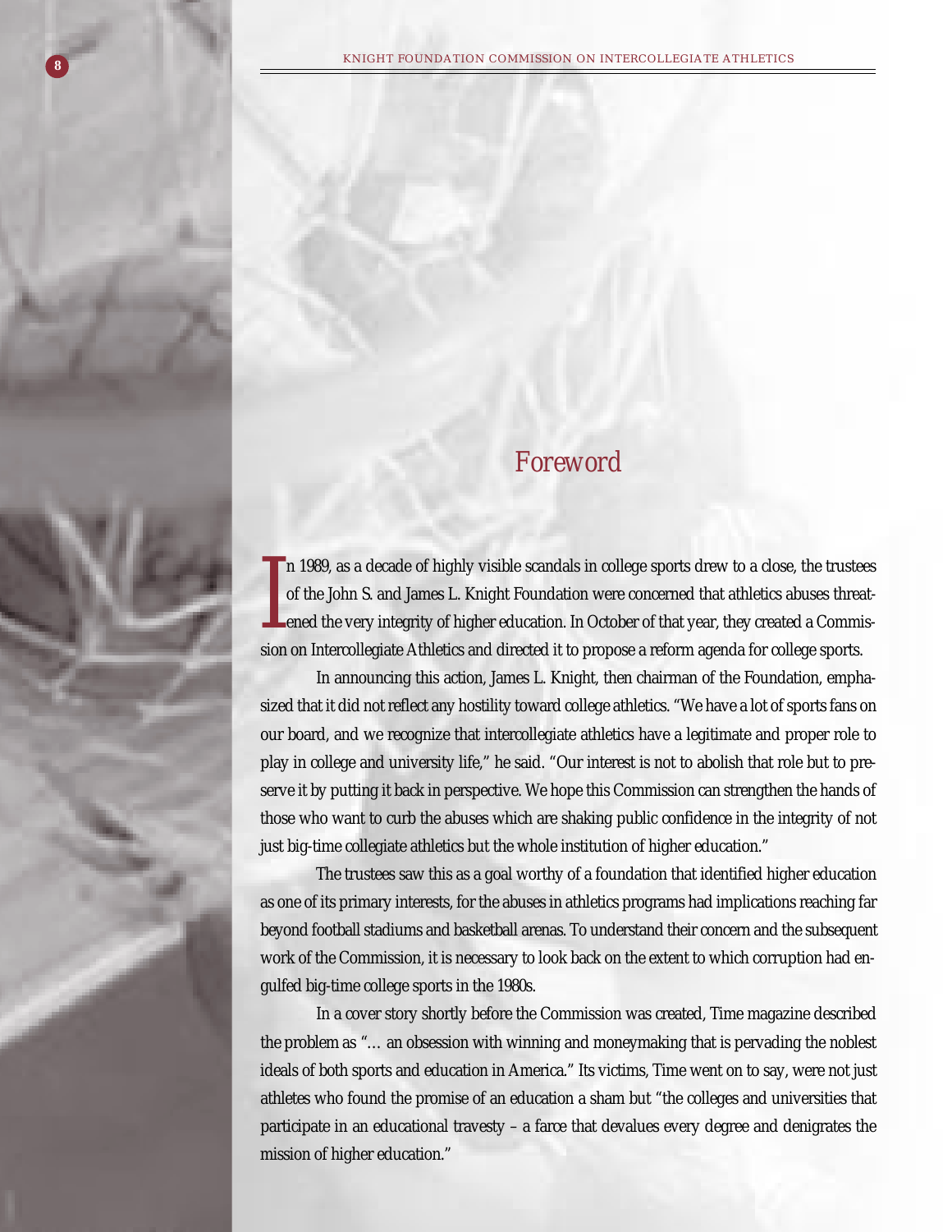# Foreword

In 1989, as a decade of highly visible scandals in college sports drew to a close, the trustees of the John S. and James L. Knight Foundation were concerned that athletics abuses threatened the very integrity of higher education. In October of that year, they created a Commission on Intercollegiate Athletics and directed it to propose a reform agenda for college sports.

In announcing this action, James L. Knight, then chairman of the Foundation, emphasized that it did not reflect any hostility toward college athletics. "We have a lot of sports fans on our board, and we recognize that intercollegiate athletics have a legitimate and proper role to play in college and university life," he said. "Our interest is not to abolish that role but to preserve it by putting it back in perspective. We hope this Commission can strengthen the hands of those who want to curb the abuses which are shaking public confidence in the integrity of not just big-time collegiate athletics but the whole institution of higher education."

The trustees saw this as a goal worthy of a foundation that identified higher education as one of its primary interests, for the abuses in athletics programs had implications reaching far beyond football stadiums and basketball arenas. To understand their concern and the subsequent work of the Commission, it is necessary to look back on the extent to which corruption had engulfed big-time college sports in the 1980s.

In a cover story shortly before the Commission was created, Time magazine described the problem as "… an obsession with winning and moneymaking that is pervading the noblest ideals of both sports and education in America." Its victims, Time went on to say, were not just athletes who found the promise of an education a sham but "the colleges and universities that participate in an educational travesty – a farce that devalues every degree and denigrates the mission of higher education."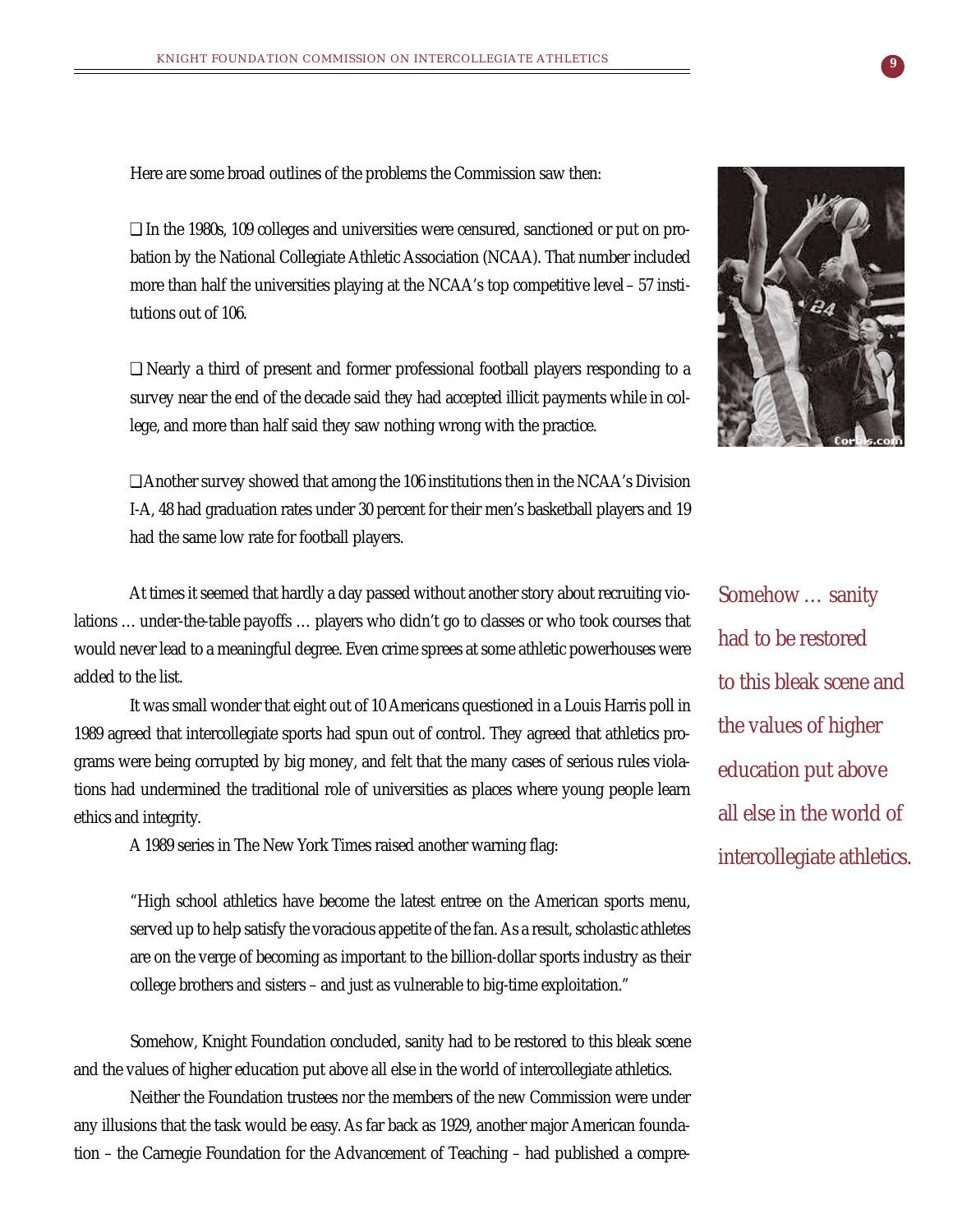Here are some broad outlines of the problems the Commission saw then:

- In the 1980s, 109 colleges and universities were censured, sanctioned or put on probation by the National Collegiate Athletic Association (NCAA). That number included more than half the universities playing at the NCAA's top competitive level – 57 institutions out of 106.

- Nearly a third of present and former professional football players responding to a survey near the end of the decade said they had accepted illicit payments while in college, and more than half said they saw nothing wrong with the practice.

- Another survey showed that among the 106 institutions then in the NCAA's Division I-A, 48 had graduation rates under 30 percent for their men's basketball players and 19 had the same low rate for football players.

At times it seemed that hardly a day passed without another story about recruiting violations … under-the-table payoffs … players who didn't go to classes or who took courses that would never lead to a meaningful degree. Even crime sprees at some athletic powerhouses were added to the list.

It was small wonder that eight out of 10 Americans questioned in a Louis Harris poll in 1989 agreed that intercollegiate sports had spun out of control. They agreed that athletics programs were being corrupted by big money, and felt that the many cases of serious rules violations had undermined the traditional role of universities as places where young people learn ethics and integrity.

A 1989 series in The New York Times raised another warning flag:

> "High school athletics have become the latest entree on the American sports menu, served up to help satisfy the voracious appetite of the fan. As a result, scholastic athletes are on the verge of becoming as important to the billion-dollar sports industry as their college brothers and sisters – and just as vulnerable to big-time exploitation."

Somehow, Knight Foundation concluded, sanity had to be restored to this bleak scene and the values of higher education put above all else in the world of intercollegiate athletics.

*Somehow … sanity had to be restored to this bleak scene and the values of higher education put above all else in the world of intercollegiate athletics.*

Neither the Foundation trustees nor the members of the new Commission were under any illusions that the task would be easy. As far back as 1929, another major American foundation – the Carnegie Foundation for the Advancement of Teaching – had published a compre-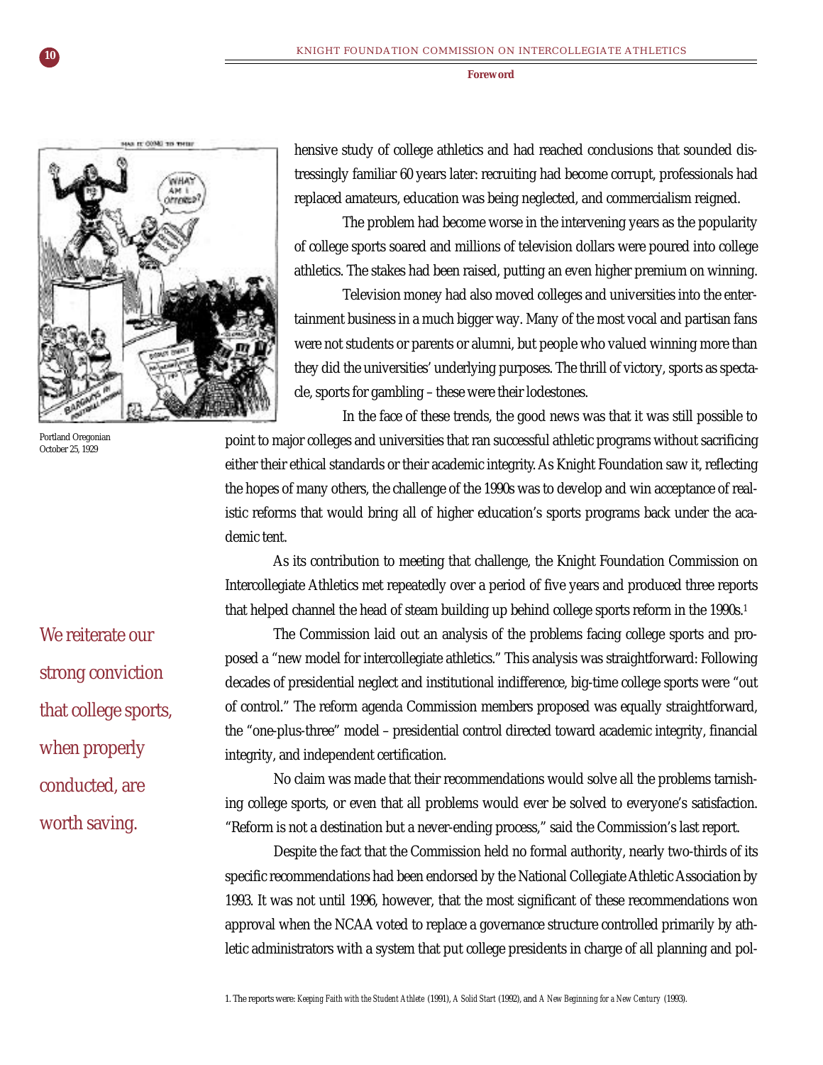Portland Oregonian
October 25, 1929

hensive study of college athletics and had reached conclusions that sounded distressingly familiar 60 years later: recruiting had become corrupt, professionals had replaced amateurs, education was being neglected, and commercialism reigned.

The problem had become worse in the intervening years as the popularity of college sports soared and millions of television dollars were poured into college athletics. The stakes had been raised, putting an even higher premium on winning.

Television money had also moved colleges and universities into the entertainment business in a much bigger way. Many of the most vocal and partisan fans were not students or parents or alumni, but people who valued winning more than they did the universities' underlying purposes. The thrill of victory, sports as spectacle, sports for gambling – these were their lodestones.

In the face of these trends, the good news was that it was still possible to point to major colleges and universities that ran successful athletic programs without sacrificing either their ethical standards or their academic integrity. As Knight Foundation saw it, reflecting the hopes of many others, the challenge of the 1990s was to develop and win acceptance of realistic reforms that would bring all of higher education's sports programs back under the academic tent.

As its contribution to meeting that challenge, the Knight Foundation Commission on Intercollegiate Athletics met repeatedly over a period of five years and produced three reports that helped channel the head of steam building up behind college sports reform in the 1990s.[1]

*We reiterate our strong conviction that college sports, when properly conducted, are worth saving.*

The Commission laid out an analysis of the problems facing college sports and proposed a "new model for intercollegiate athletics." This analysis was straightforward: Following decades of presidential neglect and institutional indifference, big-time college sports were "out of control." The reform agenda Commission members proposed was equally straightforward, the "one-plus-three" model – presidential control directed toward academic integrity, financial integrity, and independent certification.

No claim was made that their recommendations would solve all the problems tarnishing college sports, or even that all problems would ever be solved to everyone's satisfaction. "Reform is not a destination but a never-ending process," said the Commission's last report.

Despite the fact that the Commission held no formal authority, nearly two-thirds of its specific recommendations had been endorsed by the National Collegiate Athletic Association by 1993. It was not until 1996, however, that the most significant of these recommendations won approval when the NCAA voted to replace a governance structure controlled primarily by athletic administrators with a system that put college presidents in charge of all planning and pol-

1. The reports were: *Keeping Faith with the Student Athlete* (1991), *A Solid Start* (1992), and *A New Beginning for a New Century* (1993).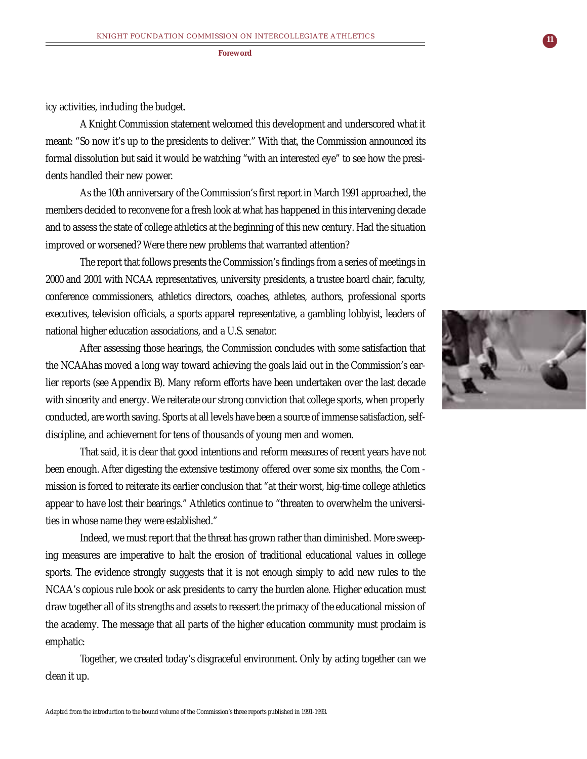icy activities, including the budget.

A Knight Commission statement welcomed this development and underscored what it meant: "So now it's up to the presidents to deliver." With that, the Commission announced its formal dissolution but said it would be watching "with an interested eye" to see how the presidents handled their new power.

As the 10th anniversary of the Commission's first report in March 1991 approached, the members decided to reconvene for a fresh look at what has happened in this intervening decade and to assess the state of college athletics at the beginning of this new century. Had the situation improved or worsened? Were there new problems that warranted attention?

The report that follows presents the Commission's findings from a series of meetings in 2000 and 2001 with NCAA representatives, university presidents, a trustee board chair, faculty, conference commissioners, athletics directors, coaches, athletes, authors, professional sports executives, television officials, a sports apparel representative, a gambling lobbyist, leaders of national higher education associations, and a U.S. senator.

After assessing those hearings, the Commission concludes with some satisfaction that the NCAA has moved a long way toward achieving the goals laid out in the Commission's earlier reports (see Appendix B). Many reform efforts have been undertaken over the last decade with sincerity and energy. We reiterate our strong conviction that college sports, when properly conducted, are worth saving. Sports at all levels have been a source of immense satisfaction, self-discipline, and achievement for tens of thousands of young men and women.

That said, it is clear that good intentions and reform measures of recent years have not been enough. After digesting the extensive testimony offered over some six months, the Commission is forced to reiterate its earlier conclusion that "at their worst, big-time college athletics appear to have lost their bearings." Athletics continue to "threaten to overwhelm the universities in whose name they were established."

Indeed, we must report that the threat has grown rather than diminished. More sweeping measures are imperative to halt the erosion of traditional educational values in college sports. The evidence strongly suggests that it is not enough simply to add new rules to the NCAA's copious rule book or ask presidents to carry the burden alone. Higher education must draw together all of its strengths and assets to reassert the primacy of the educational mission of the academy. The message that all parts of the higher education community must proclaim is emphatic:

Together, we created today's disgraceful environment. Only by acting together can we clean it up.

Adapted from the introduction to the bound volume of the Commission's three reports published in 1991-1993.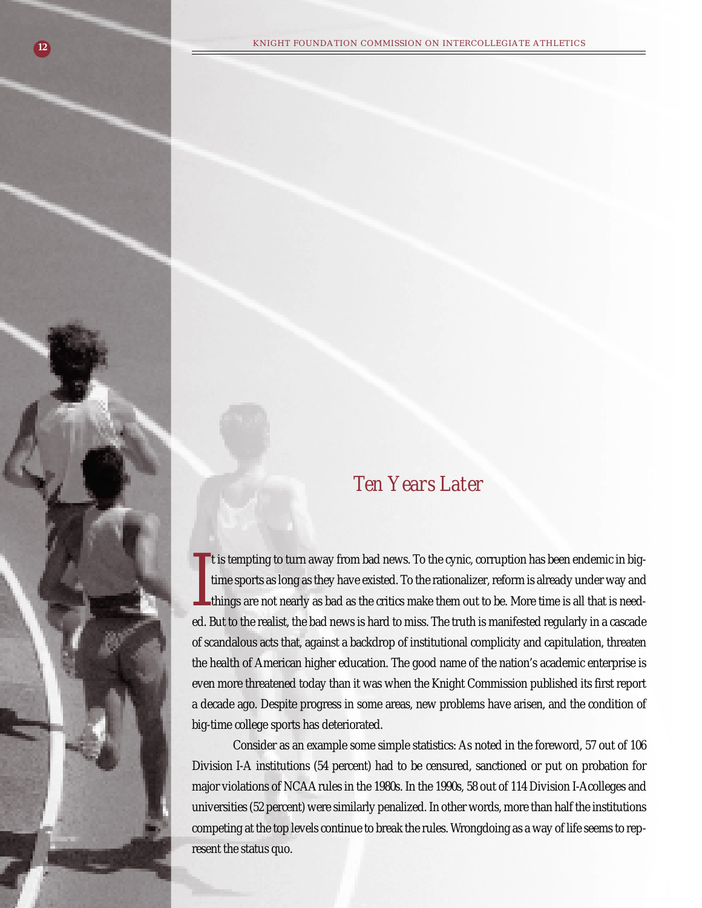## Ten Years Later

It is tempting to turn away from bad news. To the cynic, corruption has been endemic in big-time sports as long as they have existed. To the rationalizer, reform is already under way and things are not nearly as bad as the critics make them out to be. More time is all that is needed. But to the realist, the bad news is hard to miss. The truth is manifested regularly in a cascade of scandalous acts that, against a backdrop of institutional complicity and capitulation, threaten the health of American higher education. The good name of the nation's academic enterprise is even more threatened today than it was when the Knight Commission published its first report a decade ago. Despite progress in some areas, new problems have arisen, and the condition of big-time college sports has deteriorated.

Consider as an example some simple statistics: As noted in the foreword, 57 out of 106 Division I-A institutions (54 percent) had to be censured, sanctioned or put on probation for major violations of NCAA rules in the 1980s. In the 1990s, 58 out of 114 Division I-A colleges and universities (52 percent) were similarly penalized. In other words, more than half the institutions competing at the top levels continue to break the rules. Wrongdoing as a way of life seems to represent the status quo.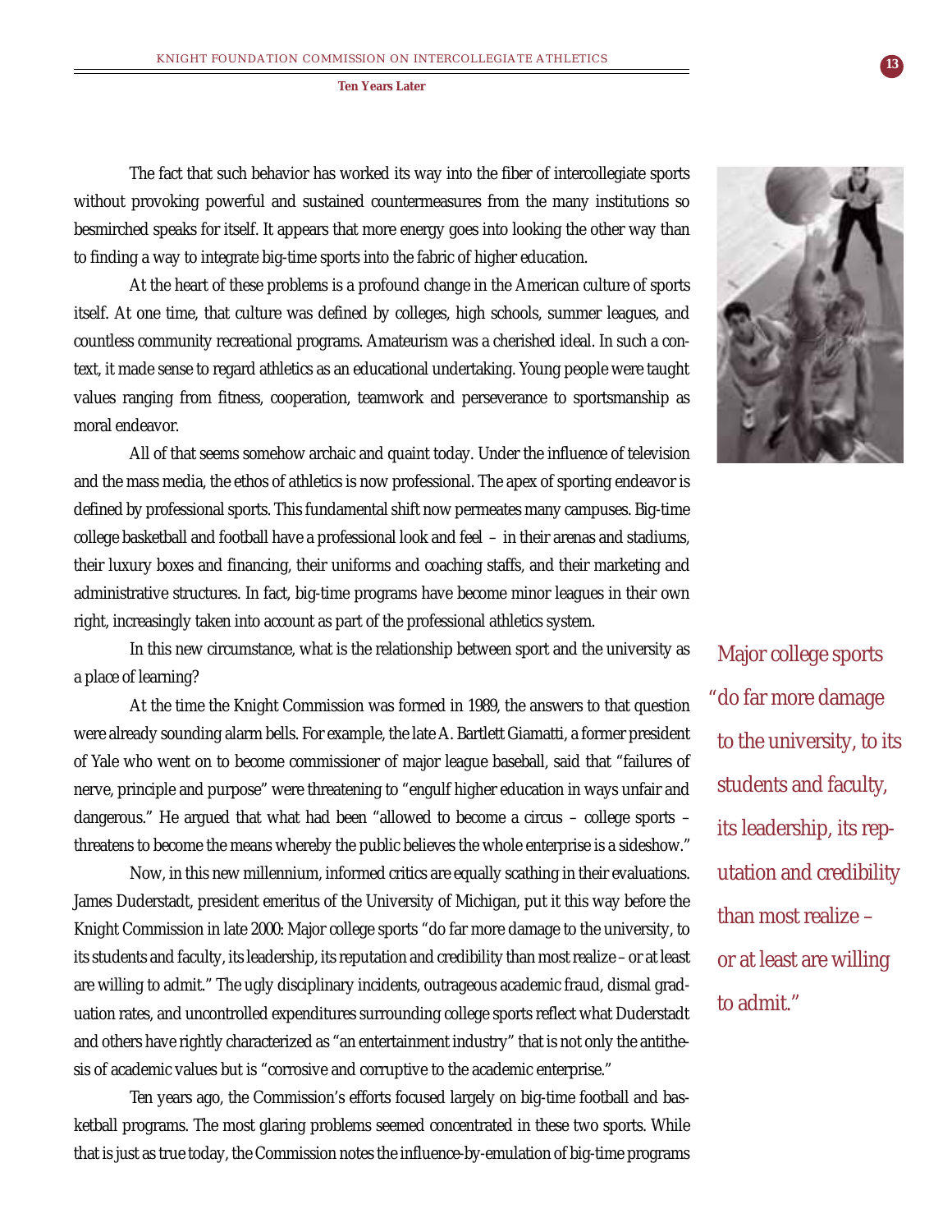The fact that such behavior has worked its way into the fiber of intercollegiate sports without provoking powerful and sustained countermeasures from the many institutions so besmirched speaks for itself. It appears that more energy goes into looking the other way than to finding a way to integrate big-time sports into the fabric of higher education.

At the heart of these problems is a profound change in the American culture of sports itself. At one time, that culture was defined by colleges, high schools, summer leagues, and countless community recreational programs. Amateurism was a cherished ideal. In such a context, it made sense to regard athletics as an educational undertaking. Young people were taught values ranging from fitness, cooperation, teamwork and perseverance to sportsmanship as moral endeavor.

All of that seems somehow archaic and quaint today. Under the influence of television and the mass media, the ethos of athletics is now professional. The apex of sporting endeavor is defined by professional sports. This fundamental shift now permeates many campuses. Big-time college basketball and football have a professional look and feel – in their arenas and stadiums, their luxury boxes and financing, their uniforms and coaching staffs, and their marketing and administrative structures. In fact, big-time programs have become minor leagues in their own right, increasingly taken into account as part of the professional athletics system.

In this new circumstance, what is the relationship between sport and the university as a place of learning?

At the time the Knight Commission was formed in 1989, the answers to that question were already sounding alarm bells. For example, the late A. Bartlett Giamatti, a former president of Yale who went on to become commissioner of major league baseball, said that "failures of nerve, principle and purpose" were threatening to "engulf higher education in ways unfair and dangerous." He argued that what had been "allowed to become a circus – college sports – threatens to become the means whereby the public believes the whole enterprise is a sideshow."

Now, in this new millennium, informed critics are equally scathing in their evaluations. James Duderstadt, president emeritus of the University of Michigan, put it this way before the Knight Commission in late 2000: Major college sports "do far more damage to the university, to its students and faculty, its leadership, its reputation and credibility than most realize – or at least are willing to admit." The ugly disciplinary incidents, outrageous academic fraud, dismal graduation rates, and uncontrolled expenditures surrounding college sports reflect what Duderstadt and others have rightly characterized as "an entertainment industry" that is not only the antithesis of academic values but is "corrosive and corruptive to the academic enterprise."

> Major college sports "do far more damage to the university, to its students and faculty, its leadership, its reputation and credibility than most realize – or at least are willing to admit."

Ten years ago, the Commission's efforts focused largely on big-time football and basketball programs. The most glaring problems seemed concentrated in these two sports. While that is just as true today, the Commission notes the influence-by-emulation of big-time programs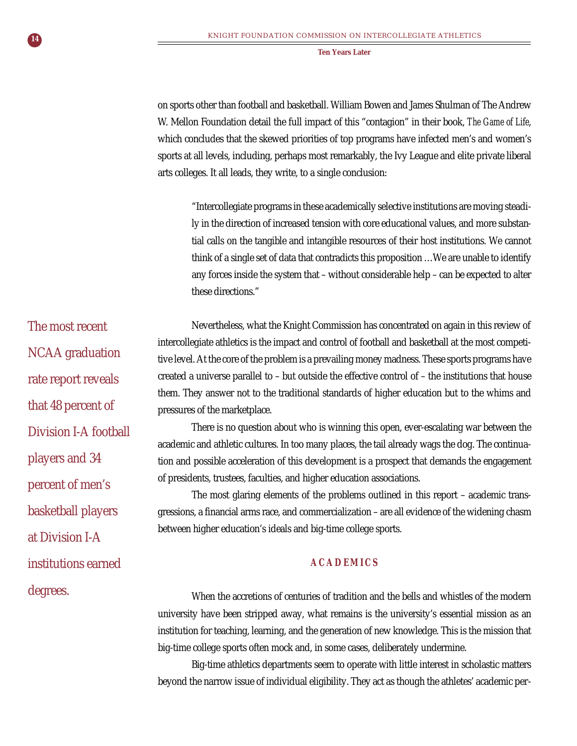on sports other than football and basketball. William Bowen and James Shulman of The Andrew W. Mellon Foundation detail the full impact of this "contagion" in their book, *The Game of Life*, which concludes that the skewed priorities of top programs have infected men's and women's sports at all levels, including, perhaps most remarkably, the Ivy League and elite private liberal arts colleges. It all leads, they write, to a single conclusion:

> "Intercollegiate programs in these academically selective institutions are moving steadily in the direction of increased tension with core educational values, and more substantial calls on the tangible and intangible resources of their host institutions. We cannot think of a single set of data that contradicts this proposition …We are unable to identify any forces inside the system that – without considerable help – can be expected to alter these directions."

Nevertheless, what the Knight Commission has concentrated on again in this review of intercollegiate athletics is the impact and control of football and basketball at the most competitive level. At the core of the problem is a prevailing money madness. These sports programs have created a universe parallel to – but outside the effective control of – the institutions that house them. They answer not to the traditional standards of higher education but to the whims and pressures of the marketplace.

The most recent NCAA graduation rate report reveals that 48 percent of Division I-A football players and 34 percent of men's basketball players at Division I-A institutions earned degrees.

There is no question about who is winning this open, ever-escalating war between the academic and athletic cultures. In too many places, the tail already wags the dog. The continuation and possible acceleration of this development is a prospect that demands the engagement of presidents, trustees, faculties, and higher education associations.

The most glaring elements of the problems outlined in this report – academic transgressions, a financial arms race, and commercialization – are all evidence of the widening chasm between higher education's ideals and big-time college sports.

## ACADEMICS

When the accretions of centuries of tradition and the bells and whistles of the modern university have been stripped away, what remains is the university's essential mission as an institution for teaching, learning, and the generation of new knowledge. This is the mission that big-time college sports often mock and, in some cases, deliberately undermine.

Big-time athletics departments seem to operate with little interest in scholastic matters beyond the narrow issue of individual eligibility. They act as though the athletes' academic per-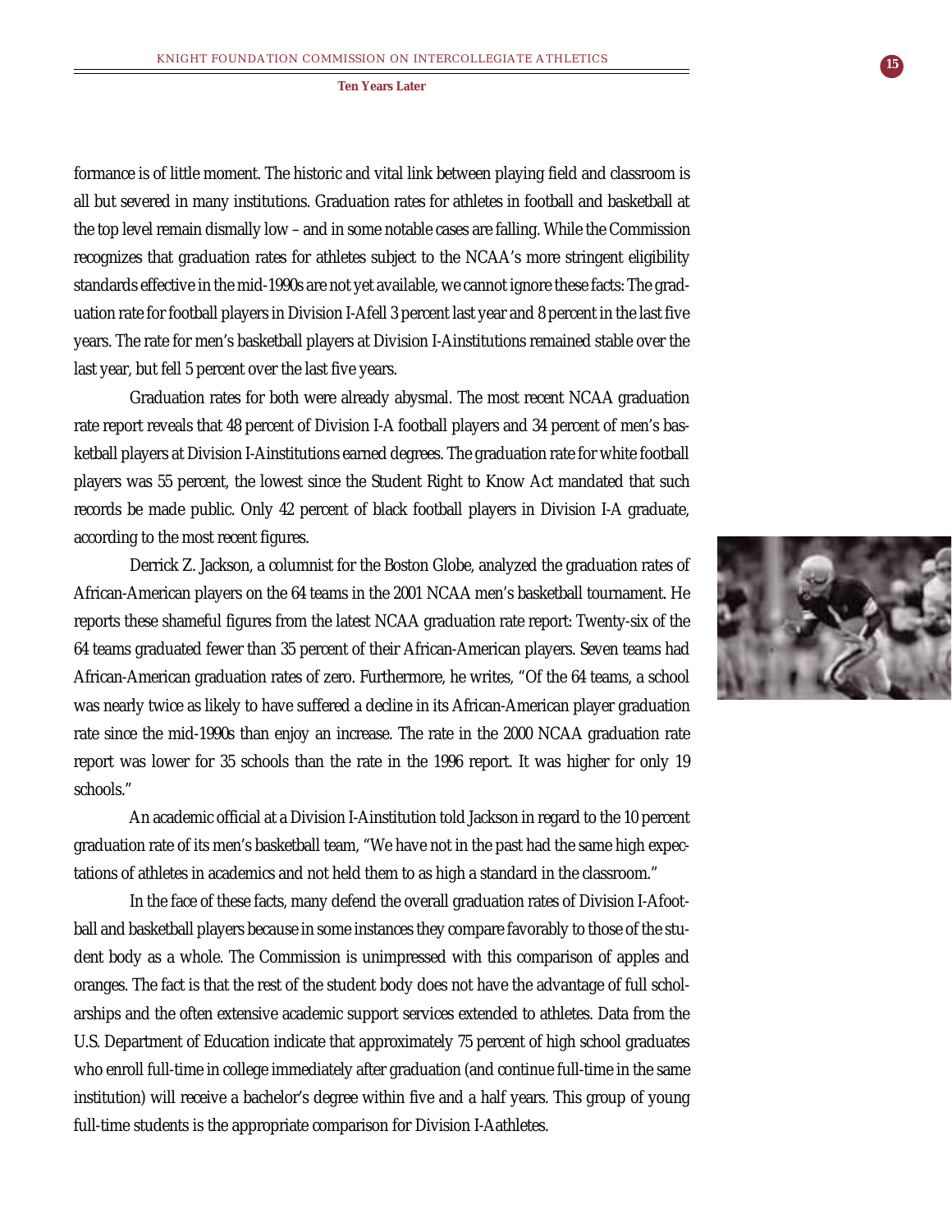formance is of little moment. The historic and vital link between playing field and classroom is all but severed in many institutions. Graduation rates for athletes in football and basketball at the top level remain dismally low – and in some notable cases are falling. While the Commission recognizes that graduation rates for athletes subject to the NCAA's more stringent eligibility standards effective in the mid-1990s are not yet available, we cannot ignore these facts: The graduation rate for football players in Division I-A fell 3 percent last year and 8 percent in the last five years. The rate for men's basketball players at Division I-A institutions remained stable over the last year, but fell 5 percent over the last five years.

Graduation rates for both were already abysmal. The most recent NCAA graduation rate report reveals that 48 percent of Division I-A football players and 34 percent of men's basketball players at Division I-A institutions earned degrees. The graduation rate for white football players was 55 percent, the lowest since the Student Right to Know Act mandated that such records be made public. Only 42 percent of black football players in Division I-A graduate, according to the most recent figures.

Derrick Z. Jackson, a columnist for the Boston Globe, analyzed the graduation rates of African-American players on the 64 teams in the 2001 NCAA men's basketball tournament. He reports these shameful figures from the latest NCAA graduation rate report: Twenty-six of the 64 teams graduated fewer than 35 percent of their African-American players. Seven teams had African-American graduation rates of zero. Furthermore, he writes, "Of the 64 teams, a school was nearly twice as likely to have suffered a decline in its African-American player graduation rate since the mid-1990s than enjoy an increase. The rate in the 2000 NCAA graduation rate report was lower for 35 schools than the rate in the 1996 report. It was higher for only 19 schools."

An academic official at a Division I-A institution told Jackson in regard to the 10 percent graduation rate of its men's basketball team, "We have not in the past had the same high expectations of athletes in academics and not held them to as high a standard in the classroom."

In the face of these facts, many defend the overall graduation rates of Division I-A football and basketball players because in some instances they compare favorably to those of the student body as a whole. The Commission is unimpressed with this comparison of apples and oranges. The fact is that the rest of the student body does not have the advantage of full scholarships and the often extensive academic support services extended to athletes. Data from the U.S. Department of Education indicate that approximately 75 percent of high school graduates who enroll full-time in college immediately after graduation (and continue full-time in the same institution) will receive a bachelor's degree within five and a half years. This group of young full-time students is the appropriate comparison for Division I-A athletes.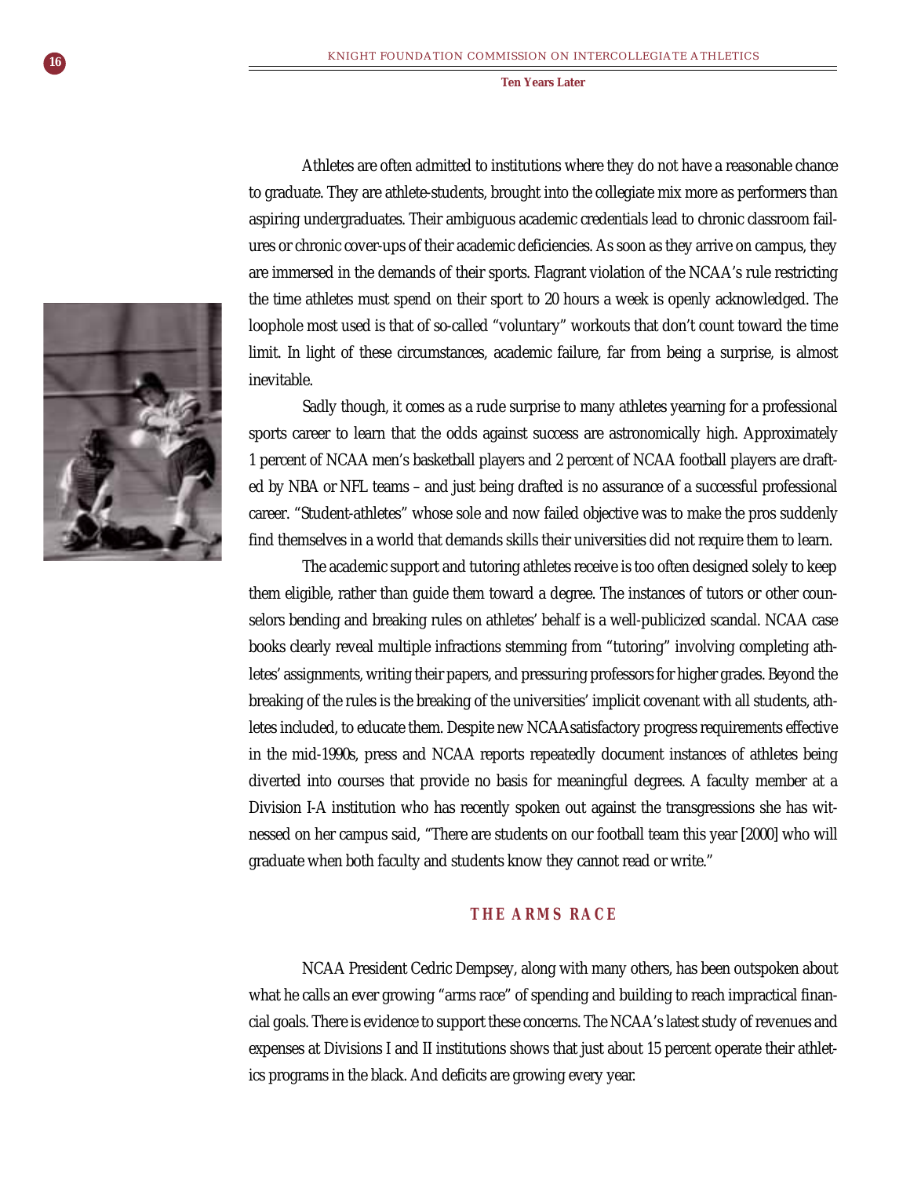Athletes are often admitted to institutions where they do not have a reasonable chance to graduate. They are athlete-students, brought into the collegiate mix more as performers than aspiring undergraduates. Their ambiguous academic credentials lead to chronic classroom failures or chronic cover-ups of their academic deficiencies. As soon as they arrive on campus, they are immersed in the demands of their sports. Flagrant violation of the NCAA's rule restricting the time athletes must spend on their sport to 20 hours a week is openly acknowledged. The loophole most used is that of so-called "voluntary" workouts that don't count toward the time limit. In light of these circumstances, academic failure, far from being a surprise, is almost inevitable.

Sadly though, it comes as a rude surprise to many athletes yearning for a professional sports career to learn that the odds against success are astronomically high. Approximately 1 percent of NCAA men's basketball players and 2 percent of NCAA football players are drafted by NBA or NFL teams – and just being drafted is no assurance of a successful professional career. "Student-athletes" whose sole and now failed objective was to make the pros suddenly find themselves in a world that demands skills their universities did not require them to learn.

The academic support and tutoring athletes receive is too often designed solely to keep them eligible, rather than guide them toward a degree. The instances of tutors or other counselors bending and breaking rules on athletes' behalf is a well-publicized scandal. NCAA case books clearly reveal multiple infractions stemming from "tutoring" involving completing athletes' assignments, writing their papers, and pressuring professors for higher grades. Beyond the breaking of the rules is the breaking of the universities' implicit covenant with all students, athletes included, to educate them. Despite new NCAA satisfactory progress requirements effective in the mid-1990s, press and NCAA reports repeatedly document instances of athletes being diverted into courses that provide no basis for meaningful degrees. A faculty member at a Division I-A institution who has recently spoken out against the transgressions she has witnessed on her campus said, "There are students on our football team this year [2000] who will graduate when both faculty and students know they cannot read or write."

## THE ARMS RACE

NCAA President Cedric Dempsey, along with many others, has been outspoken about what he calls an ever growing "arms race" of spending and building to reach impractical financial goals. There is evidence to support these concerns. The NCAA's latest study of revenues and expenses at Divisions I and II institutions shows that just about 15 percent operate their athletics programs in the black. And deficits are growing every year.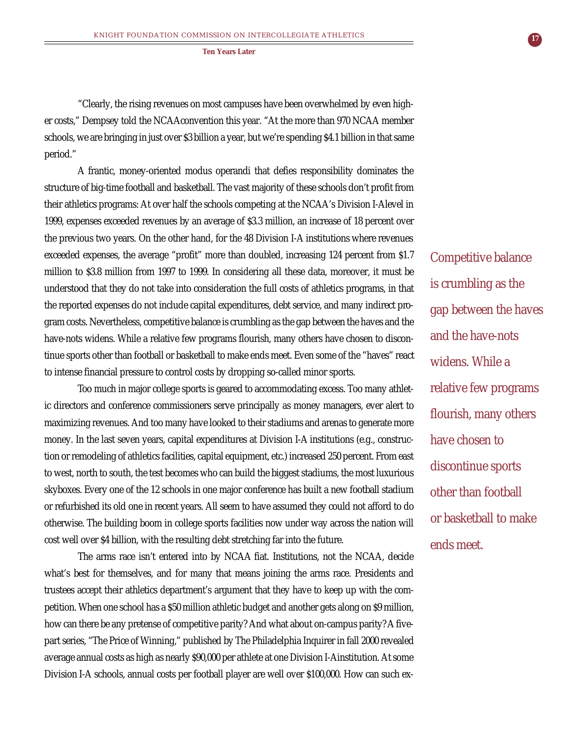"Clearly, the rising revenues on most campuses have been overwhelmed by even higher costs," Dempsey told the NCAA convention this year. "At the more than 970 NCAA member schools, we are bringing in just over $3 billion a year, but we're spending $4.1 billion in that same period."

A frantic, money-oriented modus operandi that defies responsibility dominates the structure of big-time football and basketball. The vast majority of these schools don't profit from their athletics programs: At over half the schools competing at the NCAA's Division I-A level in 1999, expenses exceeded revenues by an average of $3.3 million, an increase of 18 percent over the previous two years. On the other hand, for the 48 Division I-A institutions where revenues exceeded expenses, the average "profit" more than doubled, increasing 124 percent from $1.7 million to $3.8 million from 1997 to 1999. In considering all these data, moreover, it must be understood that they do not take into consideration the full costs of athletics programs, in that the reported expenses do not include capital expenditures, debt service, and many indirect program costs. Nevertheless, competitive balance is crumbling as the gap between the haves and the have-nots widens. While a relative few programs flourish, many others have chosen to discontinue sports other than football or basketball to make ends meet. Even some of the "haves" react to intense financial pressure to control costs by dropping so-called minor sports.

> Competitive balance is crumbling as the gap between the haves and the have-nots widens. While a relative few programs flourish, many others have chosen to discontinue sports other than football or basketball to make ends meet.

Too much in major college sports is geared to accommodating excess. Too many athletic directors and conference commissioners serve principally as money managers, ever alert to maximizing revenues. And too many have looked to their stadiums and arenas to generate more money. In the last seven years, capital expenditures at Division I-A institutions (e.g., construction or remodeling of athletics facilities, capital equipment, etc.) increased 250 percent. From east to west, north to south, the test becomes who can build the biggest stadiums, the most luxurious skyboxes. Every one of the 12 schools in one major conference has built a new football stadium or refurbished its old one in recent years. All seem to have assumed they could not afford to do otherwise. The building boom in college sports facilities now under way across the nation will cost well over $4 billion, with the resulting debt stretching far into the future.

The arms race isn't entered into by NCAA fiat. Institutions, not the NCAA, decide what's best for themselves, and for many that means joining the arms race. Presidents and trustees accept their athletics department's argument that they have to keep up with the competition. When one school has a $50 million athletic budget and another gets along on $9 million, how can there be any pretense of competitive parity? And what about on-campus parity? A five-part series, "The Price of Winning," published by The Philadelphia Inquirer in fall 2000 revealed average annual costs as high as nearly $90,000 per athlete at one Division I-A institution. At some Division I-A schools, annual costs per football player are well over $100,000. How can such ex-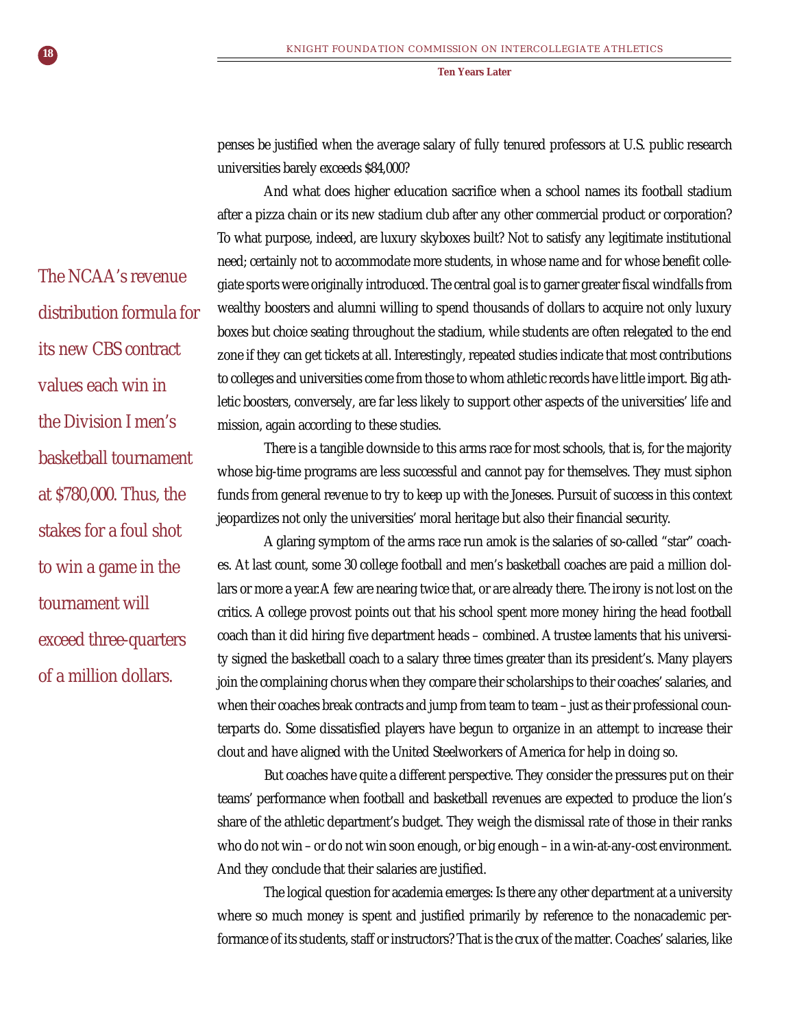penses be justified when the average salary of fully tenured professors at U.S. public research universities barely exceeds $84,000?

And what does higher education sacrifice when a school names its football stadium after a pizza chain or its new stadium club after any other commercial product or corporation? To what purpose, indeed, are luxury skyboxes built? Not to satisfy any legitimate institutional need; certainly not to accommodate more students, in whose name and for whose benefit collegiate sports were originally introduced. The central goal is to garner greater fiscal windfalls from wealthy boosters and alumni willing to spend thousands of dollars to acquire not only luxury boxes but choice seating throughout the stadium, while students are often relegated to the end zone if they can get tickets at all. Interestingly, repeated studies indicate that most contributions to colleges and universities come from those to whom athletic records have little import. Big athletic boosters, conversely, are far less likely to support other aspects of the universities' life and mission, again according to these studies.

> The NCAA's revenue distribution formula for its new CBS contract values each win in the Division I men's basketball tournament at $780,000. Thus, the stakes for a foul shot to win a game in the tournament will exceed three-quarters of a million dollars.

There is a tangible downside to this arms race for most schools, that is, for the majority whose big-time programs are less successful and cannot pay for themselves. They must siphon funds from general revenue to try to keep up with the Joneses. Pursuit of success in this context jeopardizes not only the universities' moral heritage but also their financial security.

A glaring symptom of the arms race run amok is the salaries of so-called "star" coaches. At last count, some 30 college football and men's basketball coaches are paid a million dollars or more a year. A few are nearing twice that, or are already there. The irony is not lost on the critics. A college provost points out that his school spent more money hiring the head football coach than it did hiring five department heads – combined. A trustee laments that his university signed the basketball coach to a salary three times greater than its president's. Many players join the complaining chorus when they compare their scholarships to their coaches' salaries, and when their coaches break contracts and jump from team to team – just as their professional counterparts do. Some dissatisfied players have begun to organize in an attempt to increase their clout and have aligned with the United Steelworkers of America for help in doing so.

But coaches have quite a different perspective. They consider the pressures put on their teams' performance when football and basketball revenues are expected to produce the lion's share of the athletic department's budget. They weigh the dismissal rate of those in their ranks who do not win – or do not win soon enough, or big enough – in a win-at-any-cost environment. And they conclude that their salaries are justified.

The logical question for academia emerges: Is there any other department at a university where so much money is spent and justified primarily by reference to the nonacademic performance of its students, staff or instructors? That is the crux of the matter. Coaches' salaries, like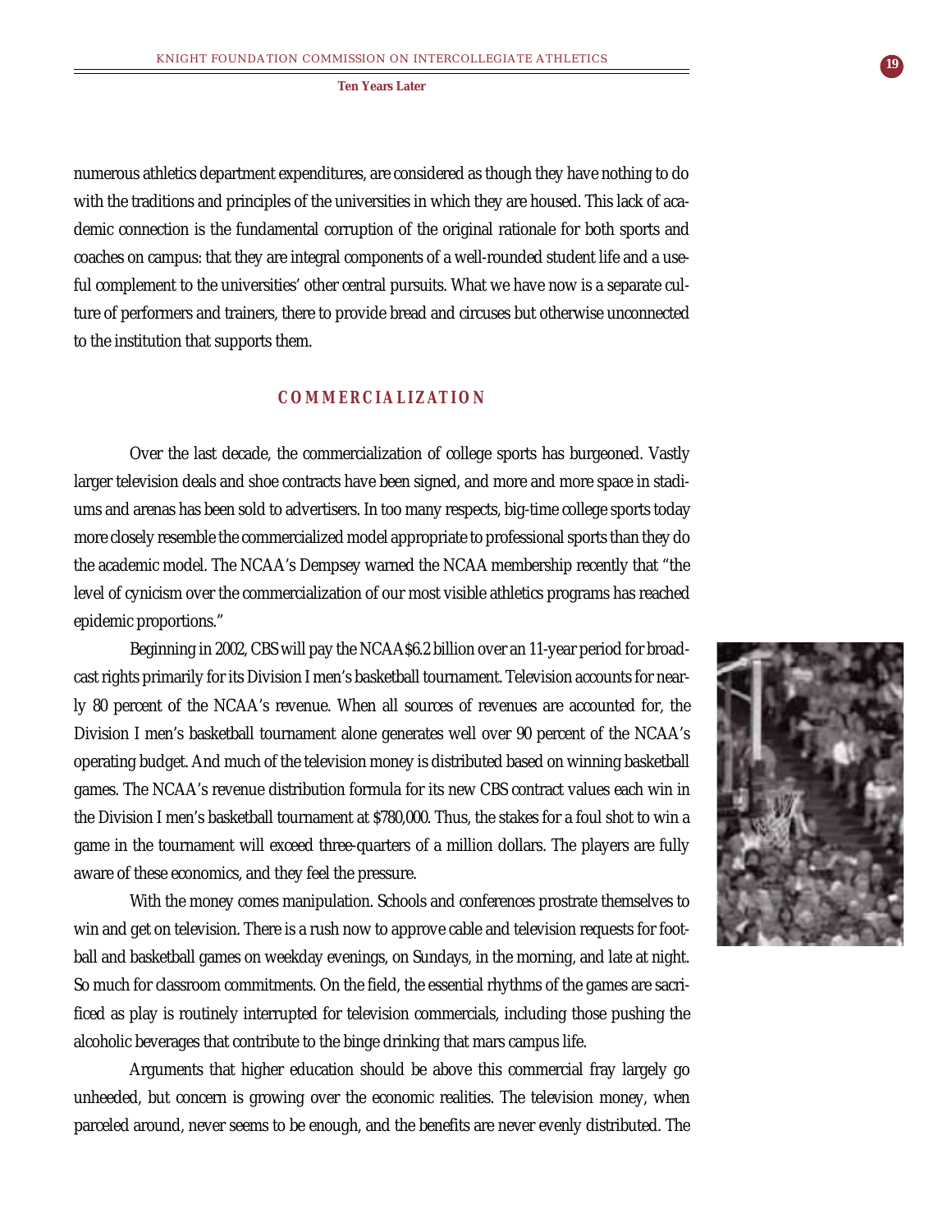numerous athletics department expenditures, are considered as though they have nothing to do with the traditions and principles of the universities in which they are housed. This lack of academic connection is the fundamental corruption of the original rationale for both sports and coaches on campus: that they are integral components of a well-rounded student life and a useful complement to the universities' other central pursuits. What we have now is a separate culture of performers and trainers, there to provide bread and circuses but otherwise unconnected to the institution that supports them.

## COMMERCIALIZATION

Over the last decade, the commercialization of college sports has burgeoned. Vastly larger television deals and shoe contracts have been signed, and more and more space in stadiums and arenas has been sold to advertisers. In too many respects, big-time college sports today more closely resemble the commercialized model appropriate to professional sports than they do the academic model. The NCAA's Dempsey warned the NCAA membership recently that "the level of cynicism over the commercialization of our most visible athletics programs has reached epidemic proportions."

Beginning in 2002, CBS will pay the NCAA $6.2 billion over an 11-year period for broadcast rights primarily for its Division I men's basketball tournament. Television accounts for nearly 80 percent of the NCAA's revenue. When all sources of revenues are accounted for, the Division I men's basketball tournament alone generates well over 90 percent of the NCAA's operating budget. And much of the television money is distributed based on winning basketball games. The NCAA's revenue distribution formula for its new CBS contract values each win in the Division I men's basketball tournament at $780,000. Thus, the stakes for a foul shot to win a game in the tournament will exceed three-quarters of a million dollars. The players are fully aware of these economics, and they feel the pressure.

With the money comes manipulation. Schools and conferences prostrate themselves to win and get on television. There is a rush now to approve cable and television requests for football and basketball games on weekday evenings, on Sundays, in the morning, and late at night. So much for classroom commitments. On the field, the essential rhythms of the games are sacrificed as play is routinely interrupted for television commercials, including those pushing the alcoholic beverages that contribute to the binge drinking that mars campus life.

Arguments that higher education should be above this commercial fray largely go unheeded, but concern is growing over the economic realities. The television money, when parceled around, never seems to be enough, and the benefits are never evenly distributed. The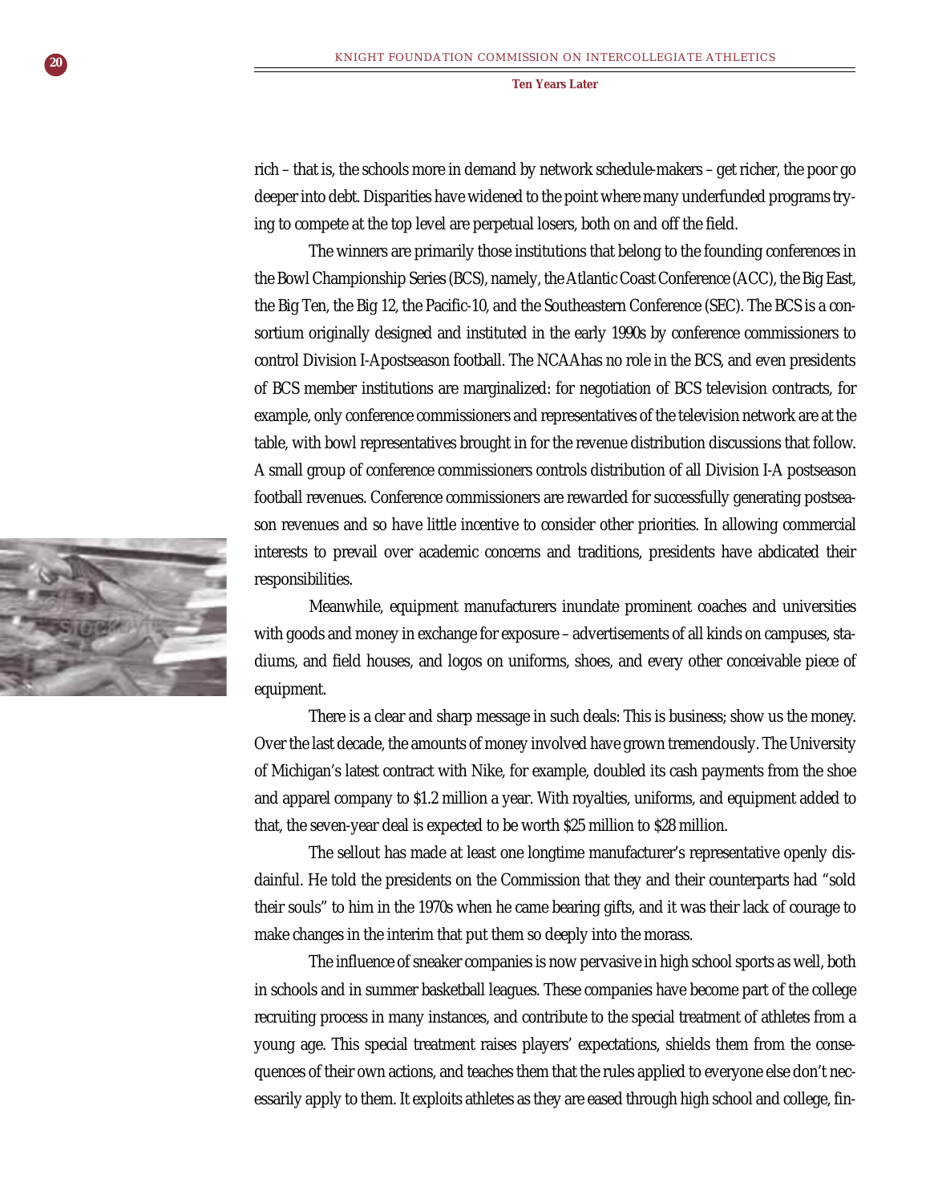rich – that is, the schools more in demand by network schedule-makers – get richer, the poor go deeper into debt. Disparities have widened to the point where many underfunded programs trying to compete at the top level are perpetual losers, both on and off the field.

The winners are primarily those institutions that belong to the founding conferences in the Bowl Championship Series (BCS), namely, the Atlantic Coast Conference (ACC), the Big East, the Big Ten, the Big 12, the Pacific-10, and the Southeastern Conference (SEC). The BCS is a consortium originally designed and instituted in the early 1990s by conference commissioners to control Division I-A postseason football. The NCAA has no role in the BCS, and even presidents of BCS member institutions are marginalized: for negotiation of BCS television contracts, for example, only conference commissioners and representatives of the television network are at the table, with bowl representatives brought in for the revenue distribution discussions that follow. A small group of conference commissioners controls distribution of all Division I-A postseason football revenues. Conference commissioners are rewarded for successfully generating postseason revenues and so have little incentive to consider other priorities. In allowing commercial interests to prevail over academic concerns and traditions, presidents have abdicated their responsibilities.

Meanwhile, equipment manufacturers inundate prominent coaches and universities with goods and money in exchange for exposure – advertisements of all kinds on campuses, stadiums, and field houses, and logos on uniforms, shoes, and every other conceivable piece of equipment.

There is a clear and sharp message in such deals: This is business; show us the money. Over the last decade, the amounts of money involved have grown tremendously. The University of Michigan's latest contract with Nike, for example, doubled its cash payments from the shoe and apparel company to $1.2 million a year. With royalties, uniforms, and equipment added to that, the seven-year deal is expected to be worth $25 million to $28 million.

The sellout has made at least one longtime manufacturer's representative openly disdainful. He told the presidents on the Commission that they and their counterparts had "sold their souls" to him in the 1970s when he came bearing gifts, and it was their lack of courage to make changes in the interim that put them so deeply into the morass.

The influence of sneaker companies is now pervasive in high school sports as well, both in schools and in summer basketball leagues. These companies have become part of the college recruiting process in many instances, and contribute to the special treatment of athletes from a young age. This special treatment raises players' expectations, shields them from the consequences of their own actions, and teaches them that the rules applied to everyone else don't necessarily apply to them. It exploits athletes as they are eased through high school and college, fin-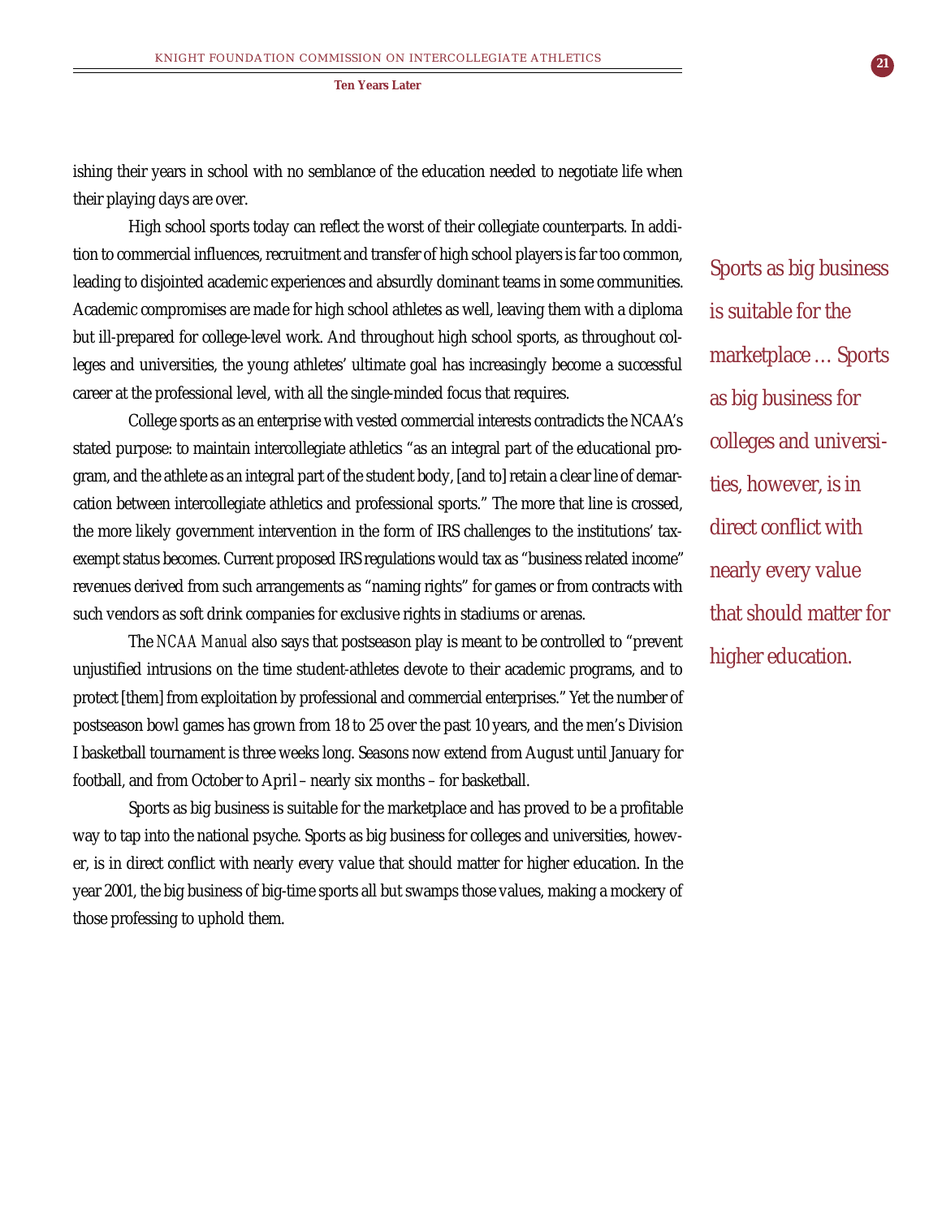ishing their years in school with no semblance of the education needed to negotiate life when their playing days are over.

High school sports today can reflect the worst of their collegiate counterparts. In addition to commercial influences, recruitment and transfer of high school players is far too common, leading to disjointed academic experiences and absurdly dominant teams in some communities. Academic compromises are made for high school athletes as well, leaving them with a diploma but ill-prepared for college-level work. And throughout high school sports, as throughout colleges and universities, the young athletes' ultimate goal has increasingly become a successful career at the professional level, with all the single-minded focus that requires.

College sports as an enterprise with vested commercial interests contradicts the NCAA's stated purpose: to maintain intercollegiate athletics "as an integral part of the educational program, and the athlete as an integral part of the student body, [and to] retain a clear line of demarcation between intercollegiate athletics and professional sports." The more that line is crossed, the more likely government intervention in the form of IRS challenges to the institutions' tax-exempt status becomes. Current proposed IRS regulations would tax as "business related income" revenues derived from such arrangements as "naming rights" for games or from contracts with such vendors as soft drink companies for exclusive rights in stadiums or arenas.

The *NCAA Manual* also says that postseason play is meant to be controlled to "prevent unjustified intrusions on the time student-athletes devote to their academic programs, and to protect [them] from exploitation by professional and commercial enterprises." Yet the number of postseason bowl games has grown from 18 to 25 over the past 10 years, and the men's Division I basketball tournament is three weeks long. Seasons now extend from August until January for football, and from October to April – nearly six months – for basketball.

Sports as big business is suitable for the marketplace and has proved to be a profitable way to tap into the national psyche. Sports as big business for colleges and universities, however, is in direct conflict with nearly every value that should matter for higher education. In the year 2001, the big business of big-time sports all but swamps those values, making a mockery of those professing to uphold them.

> Sports as big business is suitable for the marketplace … Sports as big business for colleges and universities, however, is in direct conflict with nearly every value that should matter for higher education.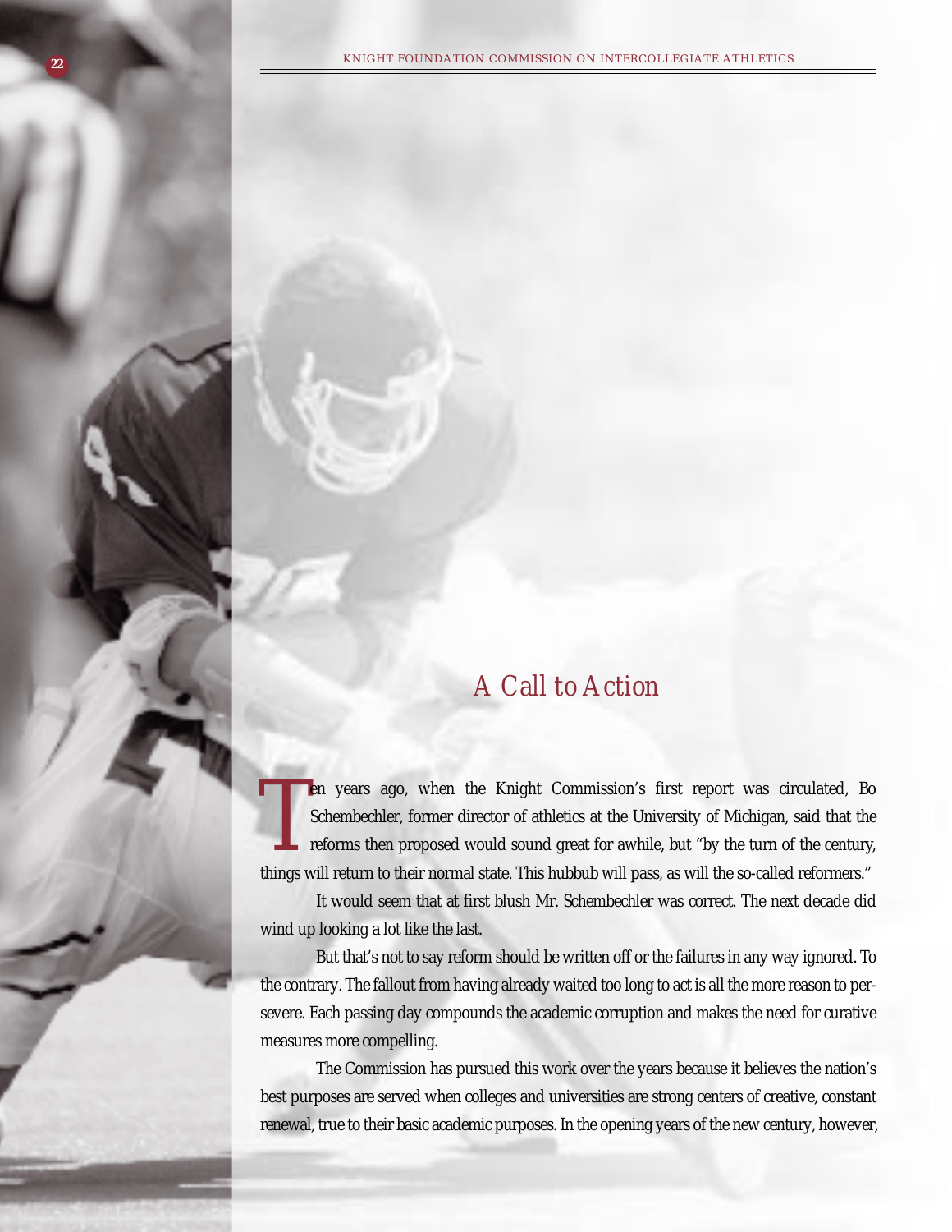## A Call to Action

Ten years ago, when the Knight Commission's first report was circulated, Bo Schembechler, former director of athletics at the University of Michigan, said that the reforms then proposed would sound great for awhile, but "by the turn of the century, things will return to their normal state. This hubbub will pass, as will the so-called reformers."

It would seem that at first blush Mr. Schembechler was correct. The next decade did wind up looking a lot like the last.

But that's not to say reform should be written off or the failures in any way ignored. To the contrary. The fallout from having already waited too long to act is all the more reason to persevere. Each passing day compounds the academic corruption and makes the need for curative measures more compelling.

The Commission has pursued this work over the years because it believes the nation's best purposes are served when colleges and universities are strong centers of creative, constant renewal, true to their basic academic purposes. In the opening years of the new century, however,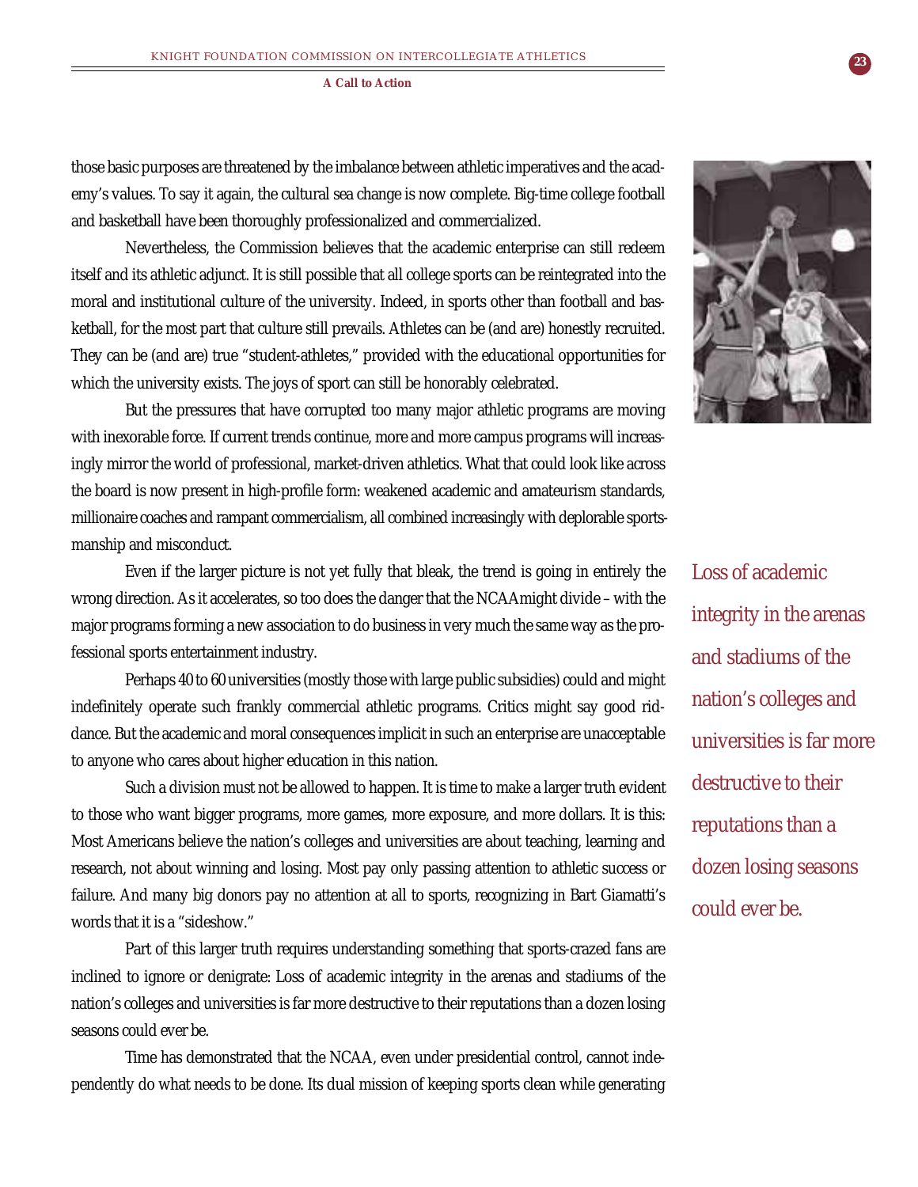those basic purposes are threatened by the imbalance between athletic imperatives and the academy's values. To say it again, the cultural sea change is now complete. Big-time college football and basketball have been thoroughly professionalized and commercialized.

Nevertheless, the Commission believes that the academic enterprise can still redeem itself and its athletic adjunct. It is still possible that all college sports can be reintegrated into the moral and institutional culture of the university. Indeed, in sports other than football and basketball, for the most part that culture still prevails. Athletes can be (and are) honestly recruited. They can be (and are) true "student-athletes," provided with the educational opportunities for which the university exists. The joys of sport can still be honorably celebrated.

But the pressures that have corrupted too many major athletic programs are moving with inexorable force. If current trends continue, more and more campus programs will increasingly mirror the world of professional, market-driven athletics. What that could look like across the board is now present in high-profile form: weakened academic and amateurism standards, millionaire coaches and rampant commercialism, all combined increasingly with deplorable sportsmanship and misconduct.

Even if the larger picture is not yet fully that bleak, the trend is going in entirely the wrong direction. As it accelerates, so too does the danger that the NCAA might divide – with the major programs forming a new association to do business in very much the same way as the professional sports entertainment industry.

Perhaps 40 to 60 universities (mostly those with large public subsidies) could and might indefinitely operate such frankly commercial athletic programs. Critics might say good riddance. But the academic and moral consequences implicit in such an enterprise are unacceptable to anyone who cares about higher education in this nation.

Such a division must not be allowed to happen. It is time to make a larger truth evident to those who want bigger programs, more games, more exposure, and more dollars. It is this: Most Americans believe the nation's colleges and universities are about teaching, learning and research, not about winning and losing. Most pay only passing attention to athletic success or failure. And many big donors pay no attention at all to sports, recognizing in Bart Giamatti's words that it is a "sideshow."

Part of this larger truth requires understanding something that sports-crazed fans are inclined to ignore or denigrate: Loss of academic integrity in the arenas and stadiums of the nation's colleges and universities is far more destructive to their reputations than a dozen losing seasons could ever be.

Time has demonstrated that the NCAA, even under presidential control, cannot independently do what needs to be done. Its dual mission of keeping sports clean while generating

*Loss of academic integrity in the arenas and stadiums of the nation's colleges and universities is far more destructive to their reputations than a dozen losing seasons could ever be.*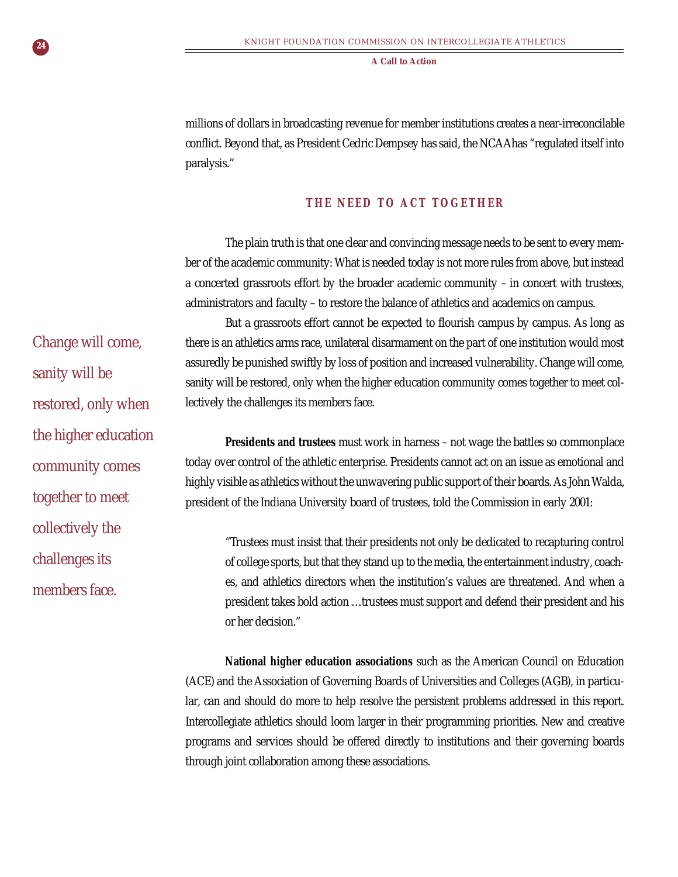millions of dollars in broadcasting revenue for member institutions creates a near-irreconcilable conflict. Beyond that, as President Cedric Dempsey has said, the NCAA has "regulated itself into paralysis."

## THE NEED TO ACT TOGETHER

The plain truth is that one clear and convincing message needs to be sent to every member of the academic community: What is needed today is not more rules from above, but instead a concerted grassroots effort by the broader academic community – in concert with trustees, administrators and faculty – to restore the balance of athletics and academics on campus.

But a grassroots effort cannot be expected to flourish campus by campus. As long as there is an athletics arms race, unilateral disarmament on the part of one institution would most assuredly be punished swiftly by loss of position and increased vulnerability. Change will come, sanity will be restored, only when the higher education community comes together to meet collectively the challenges its members face.

*Change will come, sanity will be restored, only when the higher education community comes together to meet collectively the challenges its members face.*

**Presidents and trustees** must work in harness – not wage the battles so commonplace today over control of the athletic enterprise. Presidents cannot act on an issue as emotional and highly visible as athletics without the unwavering public support of their boards. As John Walda, president of the Indiana University board of trustees, told the Commission in early 2001:

> "Trustees must insist that their presidents not only be dedicated to recapturing control of college sports, but that they stand up to the media, the entertainment industry, coaches, and athletics directors when the institution's values are threatened. And when a president takes bold action …trustees must support and defend their president and his or her decision."

**National higher education associations** such as the American Council on Education (ACE) and the Association of Governing Boards of Universities and Colleges (AGB), in particular, can and should do more to help resolve the persistent problems addressed in this report. Intercollegiate athletics should loom larger in their programming priorities. New and creative programs and services should be offered directly to institutions and their governing boards through joint collaboration among these associations.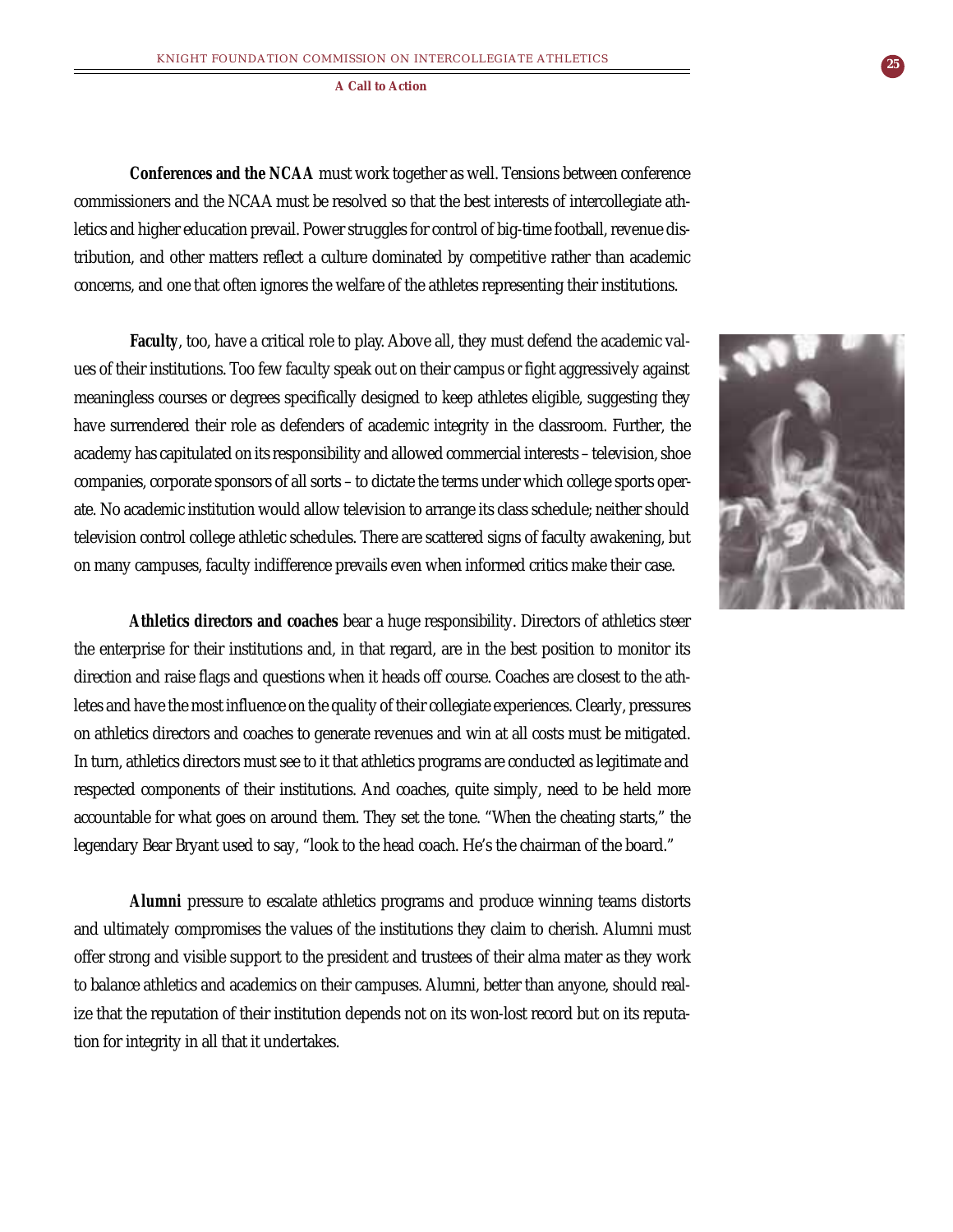**Conferences and the NCAA** must work together as well. Tensions between conference commissioners and the NCAA must be resolved so that the best interests of intercollegiate athletics and higher education prevail. Power struggles for control of big-time football, revenue distribution, and other matters reflect a culture dominated by competitive rather than academic concerns, and one that often ignores the welfare of the athletes representing their institutions.

**Faculty**, too, have a critical role to play. Above all, they must defend the academic values of their institutions. Too few faculty speak out on their campus or fight aggressively against meaningless courses or degrees specifically designed to keep athletes eligible, suggesting they have surrendered their role as defenders of academic integrity in the classroom. Further, the academy has capitulated on its responsibility and allowed commercial interests – television, shoe companies, corporate sponsors of all sorts – to dictate the terms under which college sports operate. No academic institution would allow television to arrange its class schedule; neither should television control college athletic schedules. There are scattered signs of faculty awakening, but on many campuses, faculty indifference prevails even when informed critics make their case.

**Athletics directors and coaches** bear a huge responsibility. Directors of athletics steer the enterprise for their institutions and, in that regard, are in the best position to monitor its direction and raise flags and questions when it heads off course. Coaches are closest to the athletes and have the most influence on the quality of their collegiate experiences. Clearly, pressures on athletics directors and coaches to generate revenues and win at all costs must be mitigated. In turn, athletics directors must see to it that athletics programs are conducted as legitimate and respected components of their institutions. And coaches, quite simply, need to be held more accountable for what goes on around them. They set the tone. "When the cheating starts," the legendary Bear Bryant used to say, "look to the head coach. He's the chairman of the board."

**Alumni** pressure to escalate athletics programs and produce winning teams distorts and ultimately compromises the values of the institutions they claim to cherish. Alumni must offer strong and visible support to the president and trustees of their alma mater as they work to balance athletics and academics on their campuses. Alumni, better than anyone, should realize that the reputation of their institution depends not on its won-lost record but on its reputation for integrity in all that it undertakes.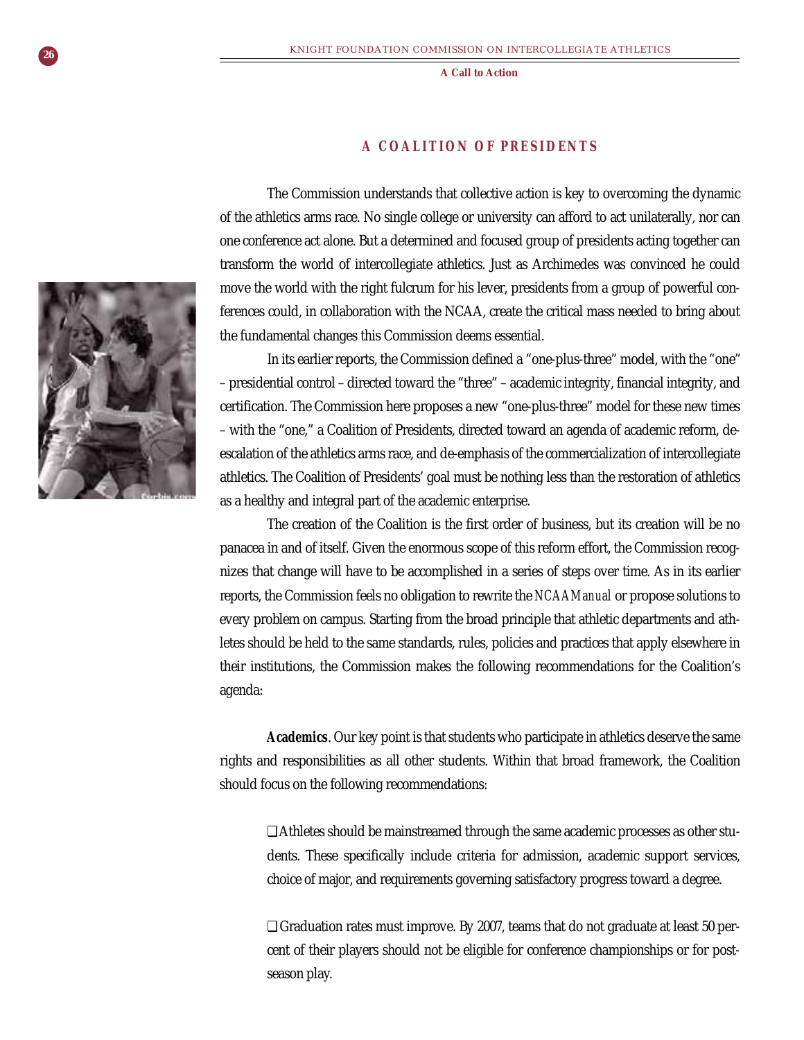## A COALITION OF PRESIDENTS

The Commission understands that collective action is key to overcoming the dynamic of the athletics arms race. No single college or university can afford to act unilaterally, nor can one conference act alone. But a determined and focused group of presidents acting together can transform the world of intercollegiate athletics. Just as Archimedes was convinced he could move the world with the right fulcrum for his lever, presidents from a group of powerful conferences could, in collaboration with the NCAA, create the critical mass needed to bring about the fundamental changes this Commission deems essential.

In its earlier reports, the Commission defined a "one-plus-three" model, with the "one" – presidential control – directed toward the "three" – academic integrity, financial integrity, and certification. The Commission here proposes a new "one-plus-three" model for these new times – with the "one," a Coalition of Presidents, directed toward an agenda of academic reform, de-escalation of the athletics arms race, and de-emphasis of the commercialization of intercollegiate athletics. The Coalition of Presidents' goal must be nothing less than the restoration of athletics as a healthy and integral part of the academic enterprise.

The creation of the Coalition is the first order of business, but its creation will be no panacea in and of itself. Given the enormous scope of this reform effort, the Commission recognizes that change will have to be accomplished in a series of steps over time. As in its earlier reports, the Commission feels no obligation to rewrite the *NCAA Manual* or propose solutions to every problem on campus. Starting from the broad principle that athletic departments and athletes should be held to the same standards, rules, policies and practices that apply elsewhere in their institutions, the Commission makes the following recommendations for the Coalition's agenda:

**Academics**. Our key point is that students who participate in athletics deserve the same rights and responsibilities as all other students. Within that broad framework, the Coalition should focus on the following recommendations:

- Athletes should be mainstreamed through the same academic processes as other students. These specifically include criteria for admission, academic support services, choice of major, and requirements governing satisfactory progress toward a degree.

- Graduation rates must improve. By 2007, teams that do not graduate at least 50 percent of their players should not be eligible for conference championships or for postseason play.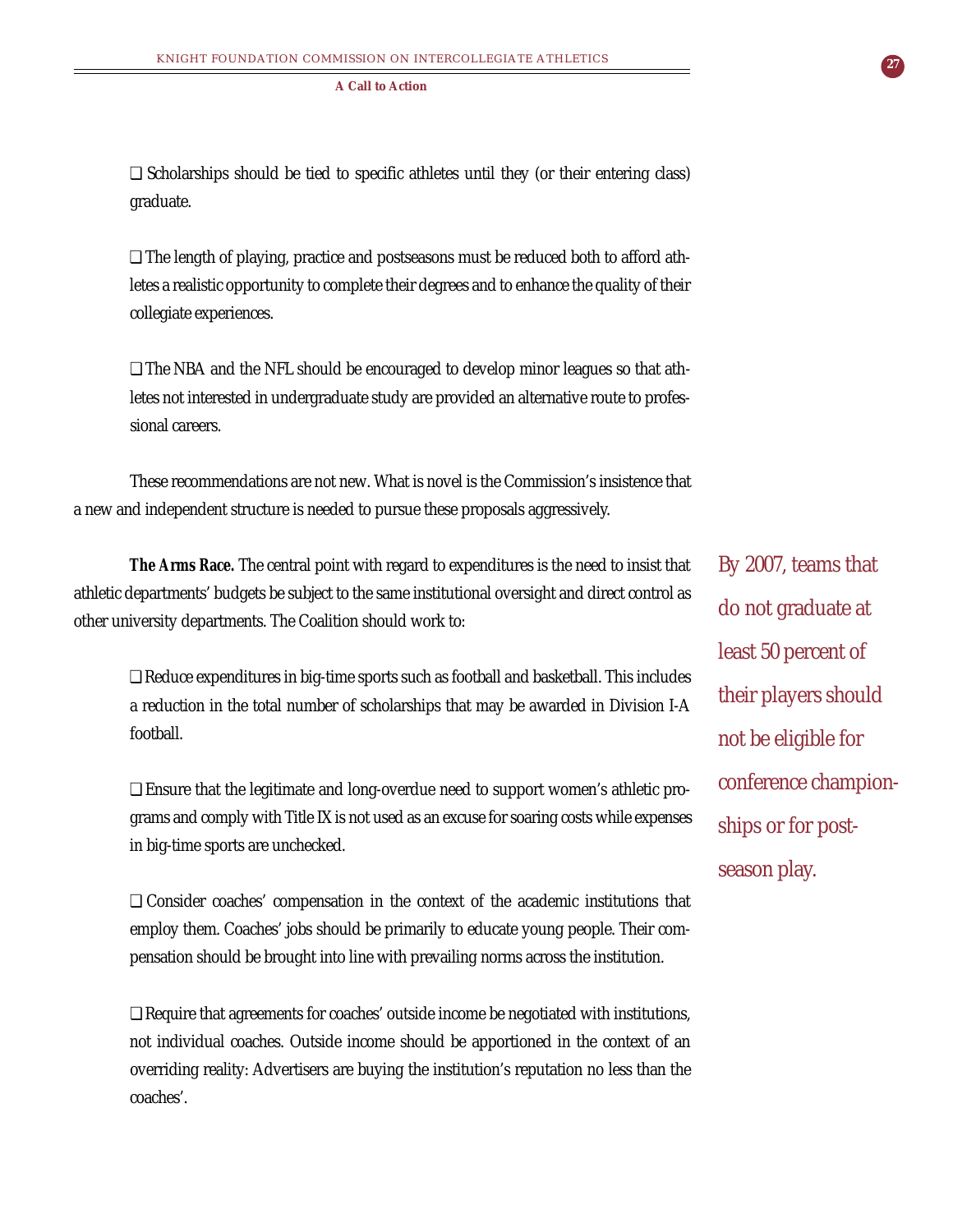- ❑ Scholarships should be tied to specific athletes until they (or their entering class) graduate.

- ❑ The length of playing, practice and postseasons must be reduced both to afford athletes a realistic opportunity to complete their degrees and to enhance the quality of their collegiate experiences.

- ❑ The NBA and the NFL should be encouraged to develop minor leagues so that athletes not interested in undergraduate study are provided an alternative route to professional careers.

These recommendations are not new. What is novel is the Commission's insistence that a new and independent structure is needed to pursue these proposals aggressively.

**The Arms Race.** The central point with regard to expenditures is the need to insist that athletic departments' budgets be subject to the same institutional oversight and direct control as other university departments. The Coalition should work to:

- ❑ Reduce expenditures in big-time sports such as football and basketball. This includes a reduction in the total number of scholarships that may be awarded in Division I-A football.

- ❑ Ensure that the legitimate and long-overdue need to support women's athletic programs and comply with Title IX is not used as an excuse for soaring costs while expenses in big-time sports are unchecked.

- ❑ Consider coaches' compensation in the context of the academic institutions that employ them. Coaches' jobs should be primarily to educate young people. Their compensation should be brought into line with prevailing norms across the institution.

- ❑ Require that agreements for coaches' outside income be negotiated with institutions, not individual coaches. Outside income should be apportioned in the context of an overriding reality: Advertisers are buying the institution's reputation no less than the coaches'.

*By 2007, teams that do not graduate at least 50 percent of their players should not be eligible for conference championships or for post-season play.*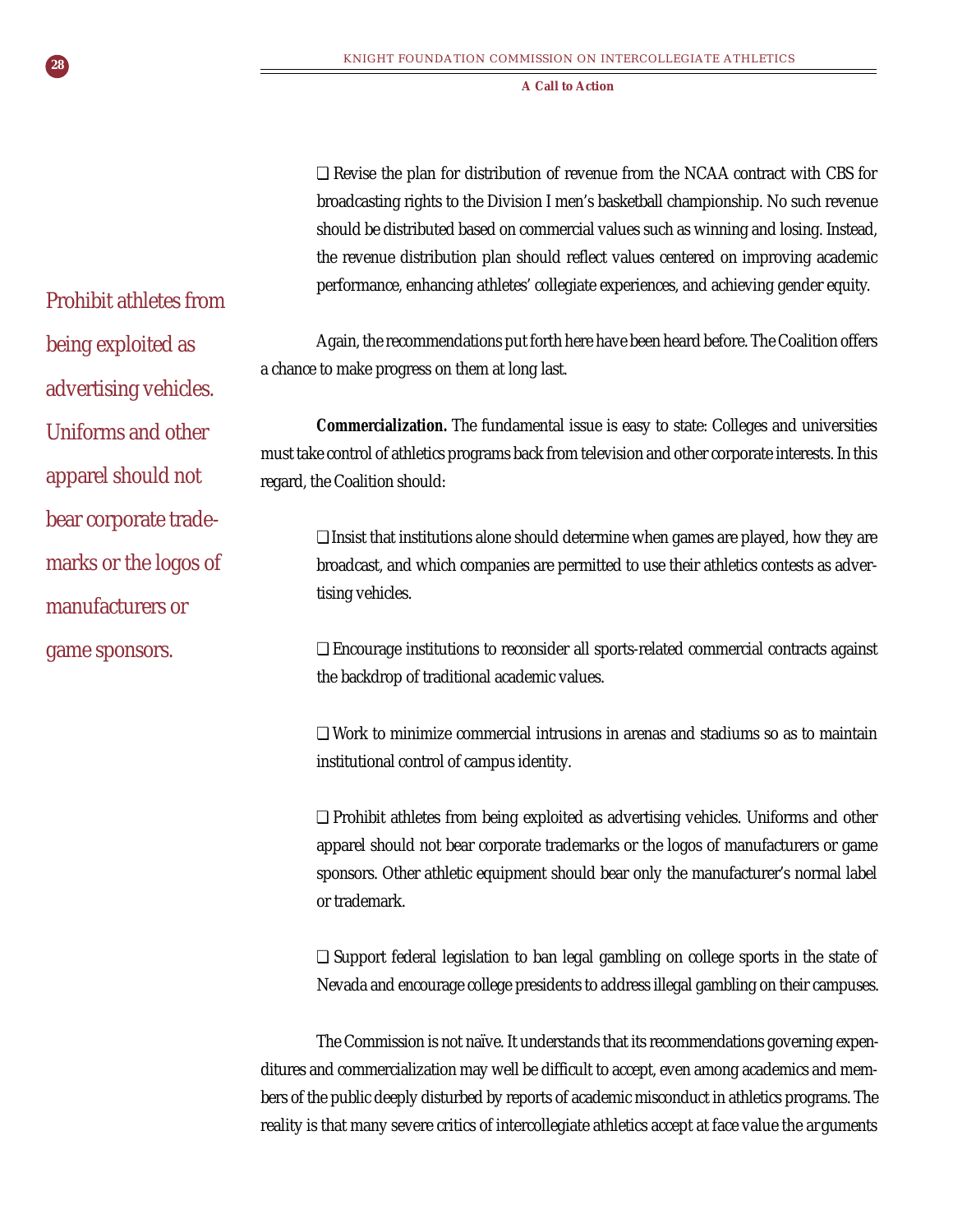❑ Revise the plan for distribution of revenue from the NCAA contract with CBS for broadcasting rights to the Division I men's basketball championship. No such revenue should be distributed based on commercial values such as winning and losing. Instead, the revenue distribution plan should reflect values centered on improving academic performance, enhancing athletes' collegiate experiences, and achieving gender equity.

Again, the recommendations put forth here have been heard before. The Coalition offers a chance to make progress on them at long last.

**Commercialization.** The fundamental issue is easy to state: Colleges and universities must take control of athletics programs back from television and other corporate interests. In this regard, the Coalition should:

❑ Insist that institutions alone should determine when games are played, how they are broadcast, and which companies are permitted to use their athletics contests as advertising vehicles.

❑ Encourage institutions to reconsider all sports-related commercial contracts against the backdrop of traditional academic values.

❑ Work to minimize commercial intrusions in arenas and stadiums so as to maintain institutional control of campus identity.

❑ Prohibit athletes from being exploited as advertising vehicles. Uniforms and other apparel should not bear corporate trademarks or the logos of manufacturers or game sponsors. Other athletic equipment should bear only the manufacturer's normal label or trademark.

❑ Support federal legislation to ban legal gambling on college sports in the state of Nevada and encourage college presidents to address illegal gambling on their campuses.

The Commission is not naïve. It understands that its recommendations governing expenditures and commercialization may well be difficult to accept, even among academics and members of the public deeply disturbed by reports of academic misconduct in athletics programs. The reality is that many severe critics of intercollegiate athletics accept at face value the arguments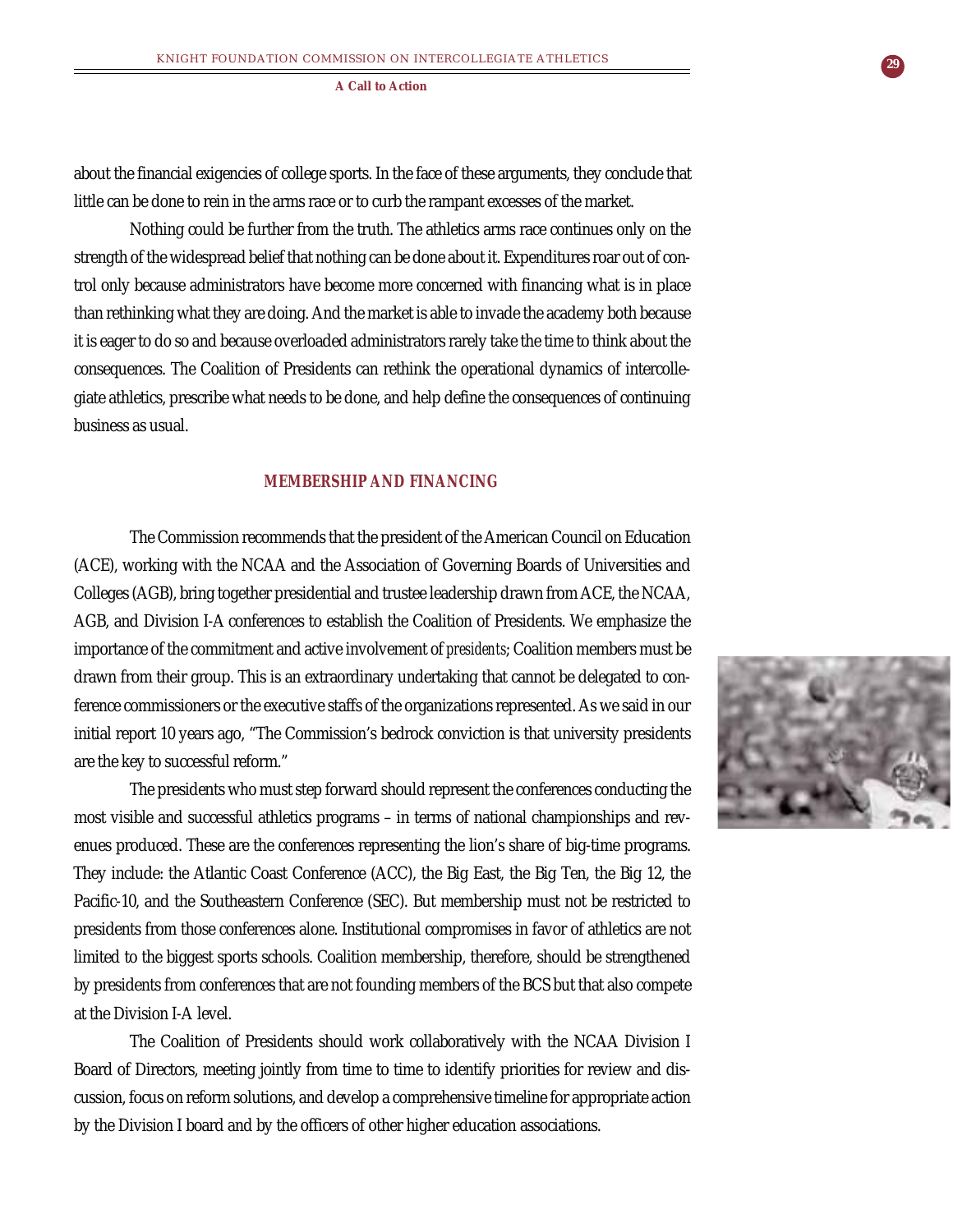about the financial exigencies of college sports. In the face of these arguments, they conclude that little can be done to rein in the arms race or to curb the rampant excesses of the market.

Nothing could be further from the truth. The athletics arms race continues only on the strength of the widespread belief that nothing can be done about it. Expenditures roar out of control only because administrators have become more concerned with financing what is in place than rethinking what they are doing. And the market is able to invade the academy both because it is eager to do so and because overloaded administrators rarely take the time to think about the consequences. The Coalition of Presidents can rethink the operational dynamics of intercollegiate athletics, prescribe what needs to be done, and help define the consequences of continuing business as usual.

## MEMBERSHIP AND FINANCING

The Commission recommends that the president of the American Council on Education (ACE), working with the NCAA and the Association of Governing Boards of Universities and Colleges (AGB), bring together presidential and trustee leadership drawn from ACE, the NCAA, AGB, and Division I-A conferences to establish the Coalition of Presidents. We emphasize the importance of the commitment and active involvement of *presidents*; Coalition members must be drawn from their group. This is an extraordinary undertaking that cannot be delegated to conference commissioners or the executive staffs of the organizations represented. As we said in our initial report 10 years ago, "The Commission's bedrock conviction is that university presidents are the key to successful reform."

The presidents who must step forward should represent the conferences conducting the most visible and successful athletics programs – in terms of national championships and revenues produced. These are the conferences representing the lion's share of big-time programs. They include: the Atlantic Coast Conference (ACC), the Big East, the Big Ten, the Big 12, the Pacific-10, and the Southeastern Conference (SEC). But membership must not be restricted to presidents from those conferences alone. Institutional compromises in favor of athletics are not limited to the biggest sports schools. Coalition membership, therefore, should be strengthened by presidents from conferences that are not founding members of the BCS but that also compete at the Division I-A level.

The Coalition of Presidents should work collaboratively with the NCAA Division I Board of Directors, meeting jointly from time to time to identify priorities for review and discussion, focus on reform solutions, and develop a comprehensive timeline for appropriate action by the Division I board and by the officers of other higher education associations.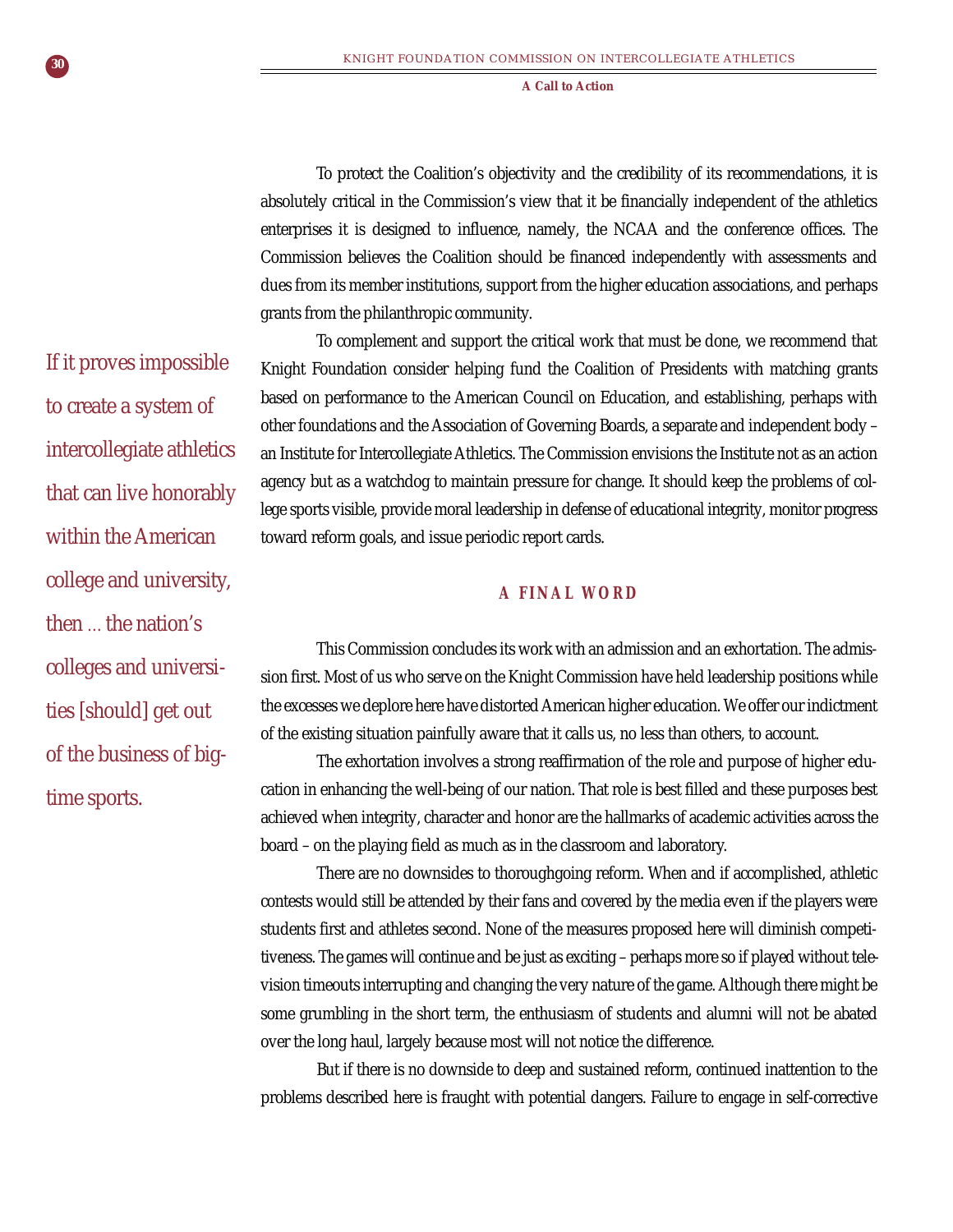To protect the Coalition's objectivity and the credibility of its recommendations, it is absolutely critical in the Commission's view that it be financially independent of the athletics enterprises it is designed to influence, namely, the NCAA and the conference offices. The Commission believes the Coalition should be financed independently with assessments and dues from its member institutions, support from the higher education associations, and perhaps grants from the philanthropic community.

To complement and support the critical work that must be done, we recommend that Knight Foundation consider helping fund the Coalition of Presidents with matching grants based on performance to the American Council on Education, and establishing, perhaps with other foundations and the Association of Governing Boards, a separate and independent body – an Institute for Intercollegiate Athletics. The Commission envisions the Institute not as an action agency but as a watchdog to maintain pressure for change. It should keep the problems of college sports visible, provide moral leadership in defense of educational integrity, monitor progress toward reform goals, and issue periodic report cards.

> If it proves impossible to create a system of intercollegiate athletics that can live honorably within the American college and university, then … the nation's colleges and universities [should] get out of the business of big-time sports.

## A FINAL WORD

This Commission concludes its work with an admission and an exhortation. The admission first. Most of us who serve on the Knight Commission have held leadership positions while the excesses we deplore here have distorted American higher education. We offer our indictment of the existing situation painfully aware that it calls us, no less than others, to account.

The exhortation involves a strong reaffirmation of the role and purpose of higher education in enhancing the well-being of our nation. That role is best filled and these purposes best achieved when integrity, character and honor are the hallmarks of academic activities across the board – on the playing field as much as in the classroom and laboratory.

There are no downsides to thoroughgoing reform. When and if accomplished, athletic contests would still be attended by their fans and covered by the media even if the players were students first and athletes second. None of the measures proposed here will diminish competitiveness. The games will continue and be just as exciting – perhaps more so if played without television timeouts interrupting and changing the very nature of the game. Although there might be some grumbling in the short term, the enthusiasm of students and alumni will not be abated over the long haul, largely because most will not notice the difference.

But if there is no downside to deep and sustained reform, continued inattention to the problems described here is fraught with potential dangers. Failure to engage in self-corrective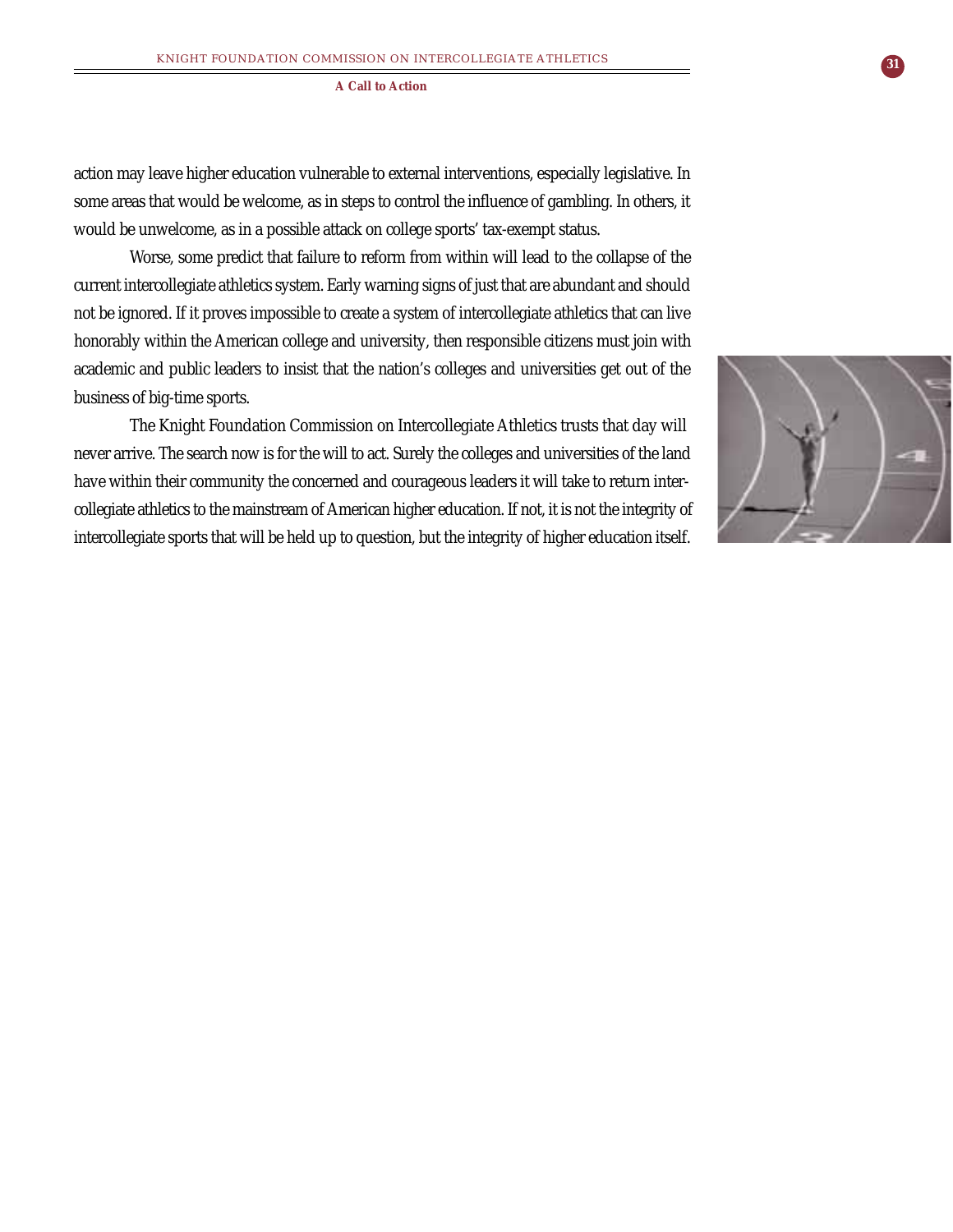action may leave higher education vulnerable to external interventions, especially legislative. In some areas that would be welcome, as in steps to control the influence of gambling. In others, it would be unwelcome, as in a possible attack on college sports' tax-exempt status.

Worse, some predict that failure to reform from within will lead to the collapse of the current intercollegiate athletics system. Early warning signs of just that are abundant and should not be ignored. If it proves impossible to create a system of intercollegiate athletics that can live honorably within the American college and university, then responsible citizens must join with academic and public leaders to insist that the nation's colleges and universities get out of the business of big-time sports.

The Knight Foundation Commission on Intercollegiate Athletics trusts that day will never arrive. The search now is for the will to act. Surely the colleges and universities of the land have within their community the concerned and courageous leaders it will take to return intercollegiate athletics to the mainstream of American higher education. If not, it is not the integrity of intercollegiate sports that will be held up to question, but the integrity of higher education itself.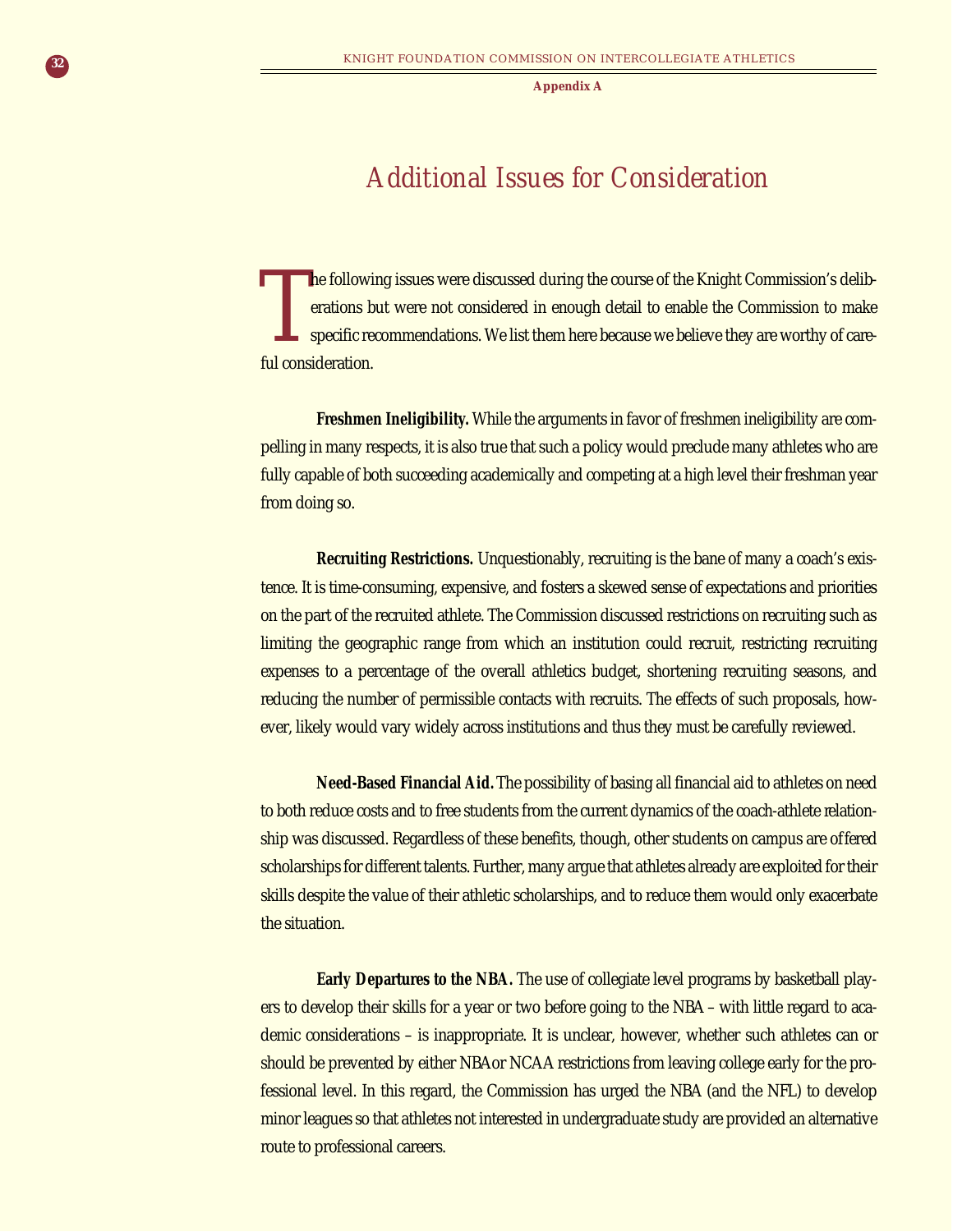Appendix A

# Additional Issues for Consideration

The following issues were discussed during the course of the Knight Commission's deliberations but were not considered in enough detail to enable the Commission to make specific recommendations. We list them here because we believe they are worthy of careful consideration.

**Freshmen Ineligibility.** While the arguments in favor of freshmen ineligibility are compelling in many respects, it is also true that such a policy would preclude many athletes who are fully capable of both succeeding academically and competing at a high level their freshman year from doing so.

**Recruiting Restrictions.** Unquestionably, recruiting is the bane of many a coach's existence. It is time-consuming, expensive, and fosters a skewed sense of expectations and priorities on the part of the recruited athlete. The Commission discussed restrictions on recruiting such as limiting the geographic range from which an institution could recruit, restricting recruiting expenses to a percentage of the overall athletics budget, shortening recruiting seasons, and reducing the number of permissible contacts with recruits. The effects of such proposals, however, likely would vary widely across institutions and thus they must be carefully reviewed.

**Need-Based Financial Aid.** The possibility of basing all financial aid to athletes on need to both reduce costs and to free students from the current dynamics of the coach-athlete relationship was discussed. Regardless of these benefits, though, other students on campus are offered scholarships for different talents. Further, many argue that athletes already are exploited for their skills despite the value of their athletic scholarships, and to reduce them would only exacerbate the situation.

**Early Departures to the NBA.** The use of collegiate level programs by basketball players to develop their skills for a year or two before going to the NBA – with little regard to academic considerations – is inappropriate. It is unclear, however, whether such athletes can or should be prevented by either NBA or NCAA restrictions from leaving college early for the professional level. In this regard, the Commission has urged the NBA (and the NFL) to develop minor leagues so that athletes not interested in undergraduate study are provided an alternative route to professional careers.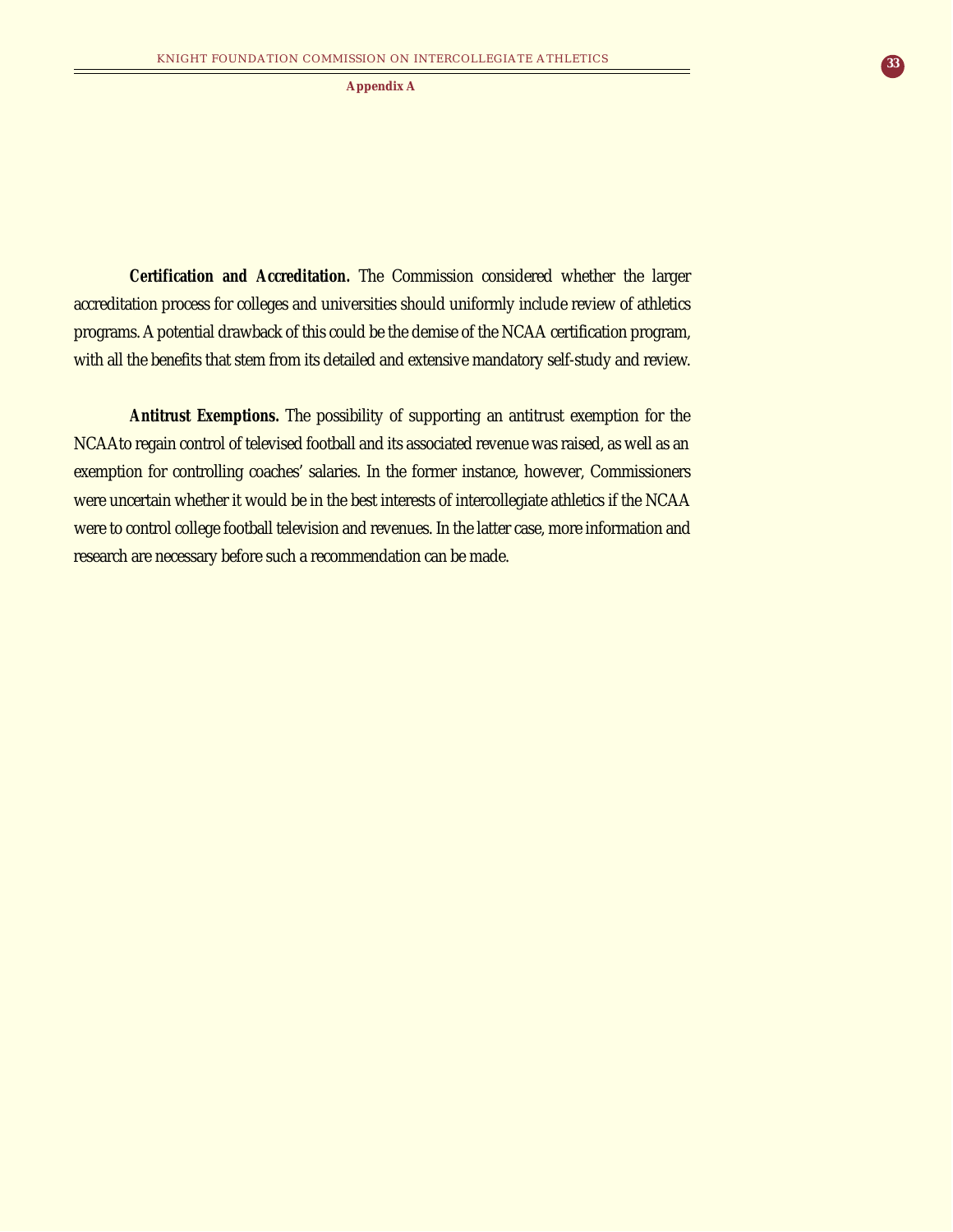**Certification and Accreditation.** The Commission considered whether the larger accreditation process for colleges and universities should uniformly include review of athletics programs. A potential drawback of this could be the demise of the NCAA certification program, with all the benefits that stem from its detailed and extensive mandatory self-study and review.

**Antitrust Exemptions.** The possibility of supporting an antitrust exemption for the NCAA to regain control of televised football and its associated revenue was raised, as well as an exemption for controlling coaches' salaries. In the former instance, however, Commissioners were uncertain whether it would be in the best interests of intercollegiate athletics if the NCAA were to control college football television and revenues. In the latter case, more information and research are necessary before such a recommendation can be made.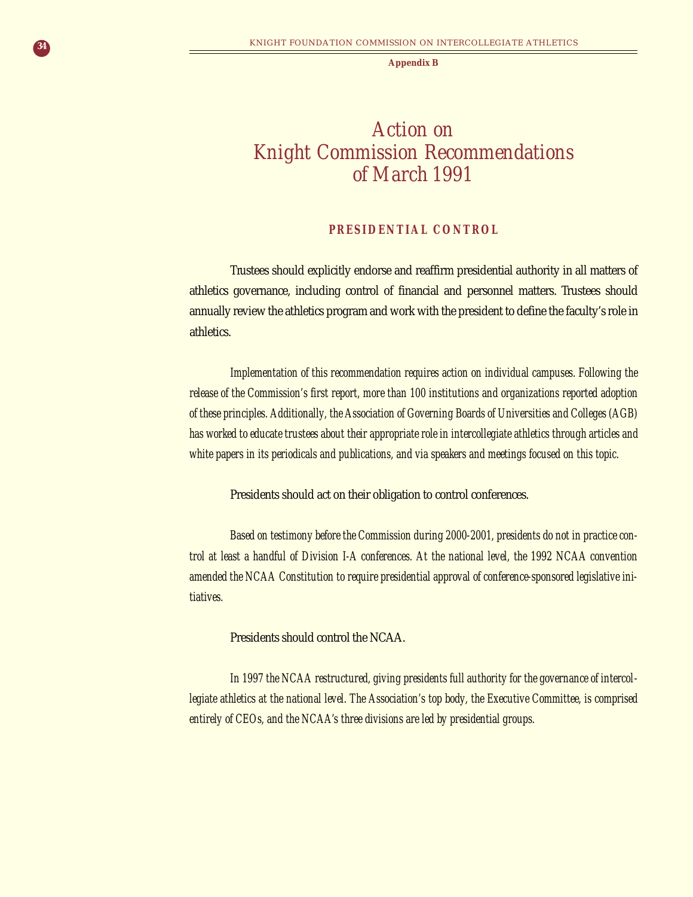**Appendix B**

# Action on Knight Commission Recommendations of March 1991

## PRESIDENTIAL CONTROL

Trustees should explicitly endorse and reaffirm presidential authority in all matters of athletics governance, including control of financial and personnel matters. Trustees should annually review the athletics program and work with the president to define the faculty's role in athletics.

*Implementation of this recommendation requires action on individual campuses. Following the release of the Commission's first report, more than 100 institutions and organizations reported adoption of these principles. Additionally, the Association of Governing Boards of Universities and Colleges (AGB) has worked to educate trustees about their appropriate role in intercollegiate athletics through articles and white papers in its periodicals and publications, and via speakers and meetings focused on this topic.*

Presidents should act on their obligation to control conferences.

*Based on testimony before the Commission during 2000-2001, presidents do not in practice control at least a handful of Division I-A conferences. At the national level, the 1992 NCAA convention amended the NCAA Constitution to require presidential approval of conference-sponsored legislative initiatives.*

Presidents should control the NCAA.

*In 1997 the NCAA restructured, giving presidents full authority for the governance of intercollegiate athletics at the national level. The Association's top body, the Executive Committee, is comprised entirely of CEOs, and the NCAA's three divisions are led by presidential groups.*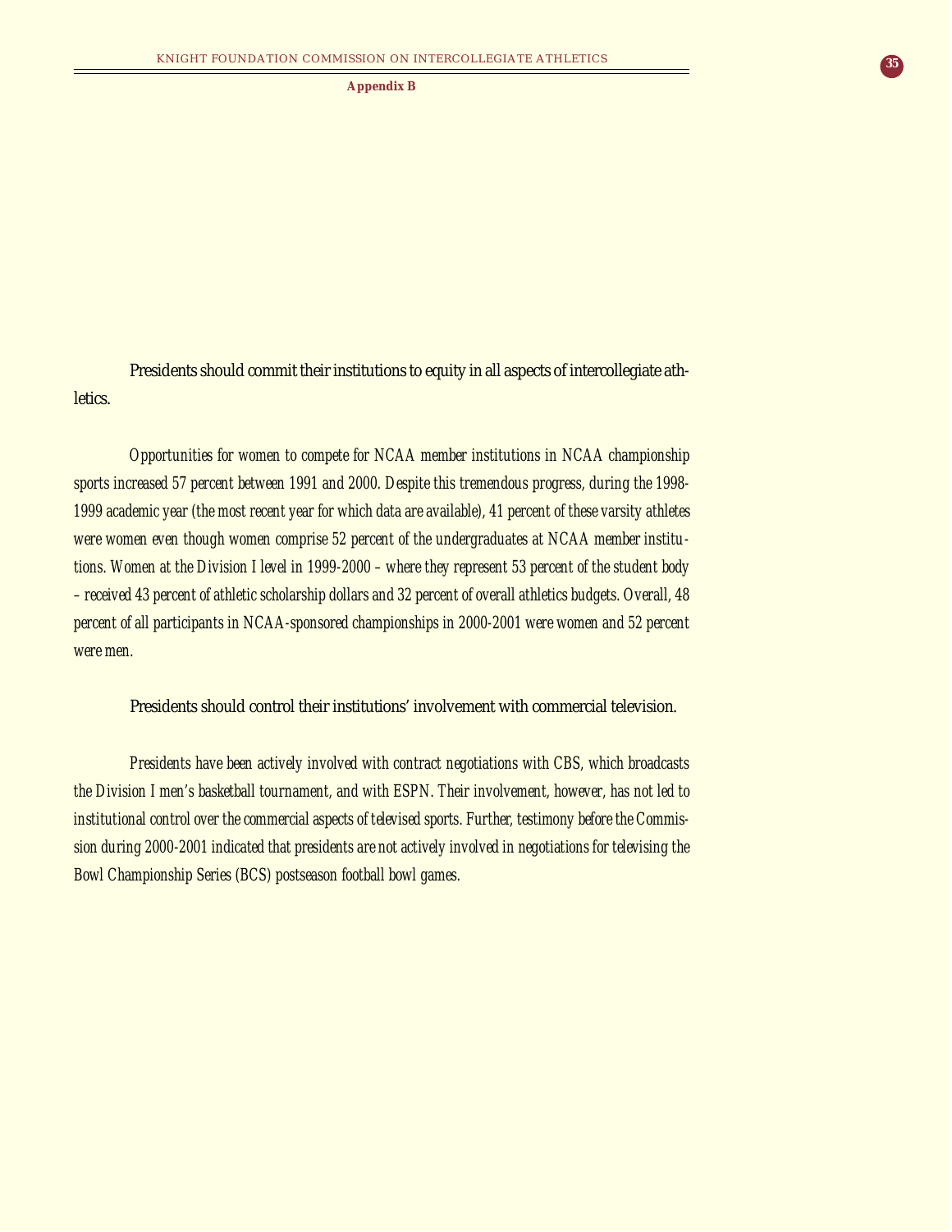Presidents should commit their institutions to equity in all aspects of intercollegiate athletics.

*Opportunities for women to compete for NCAA member institutions in NCAA championship sports increased 57 percent between 1991 and 2000. Despite this tremendous progress, during the 1998-1999 academic year (the most recent year for which data are available), 41 percent of these varsity athletes were women even though women comprise 52 percent of the undergraduates at NCAA member institutions. Women at the Division I level in 1999-2000 – where they represent 53 percent of the student body – received 43 percent of athletic scholarship dollars and 32 percent of overall athletics budgets. Overall, 48 percent of all participants in NCAA-sponsored championships in 2000-2001 were women and 52 percent were men.*

Presidents should control their institutions' involvement with commercial television.

*Presidents have been actively involved with contract negotiations with CBS, which broadcasts the Division I men's basketball tournament, and with ESPN. Their involvement, however, has not led to institutional control over the commercial aspects of televised sports. Further, testimony before the Commission during 2000-2001 indicated that presidents are not actively involved in negotiations for televising the Bowl Championship Series (BCS) postseason football bowl games.*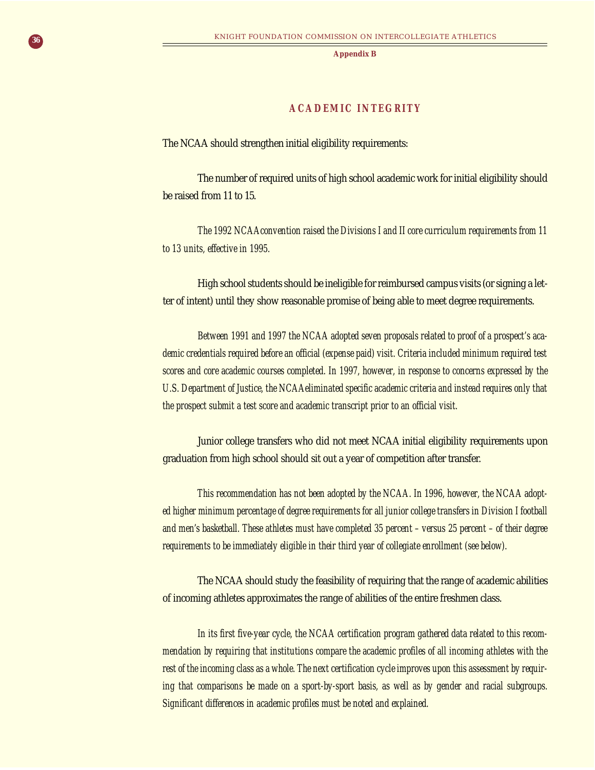**Appendix B**

## ACADEMIC INTEGRITY

The NCAA should strengthen initial eligibility requirements:

The number of required units of high school academic work for initial eligibility should be raised from 11 to 15.

*The 1992 NCAA convention raised the Divisions I and II core curriculum requirements from 11 to 13 units, effective in 1995.*

High school students should be ineligible for reimbursed campus visits (or signing a letter of intent) until they show reasonable promise of being able to meet degree requirements.

*Between 1991 and 1997 the NCAA adopted seven proposals related to proof of a prospect's academic credentials required before an official (expense paid) visit. Criteria included minimum required test scores and core academic courses completed. In 1997, however, in response to concerns expressed by the U.S. Department of Justice, the NCAA eliminated specific academic criteria and instead requires only that the prospect submit a test score and academic transcript prior to an official visit.*

Junior college transfers who did not meet NCAA initial eligibility requirements upon graduation from high school should sit out a year of competition after transfer.

*This recommendation has not been adopted by the NCAA. In 1996, however, the NCAA adopted higher minimum percentage of degree requirements for all junior college transfers in Division I football and men's basketball. These athletes must have completed 35 percent – versus 25 percent – of their degree requirements to be immediately eligible in their third year of collegiate enrollment (see below).*

The NCAA should study the feasibility of requiring that the range of academic abilities of incoming athletes approximates the range of abilities of the entire freshmen class.

*In its first five-year cycle, the NCAA certification program gathered data related to this recommendation by requiring that institutions compare the academic profiles of all incoming athletes with the rest of the incoming class as a whole. The next certification cycle improves upon this assessment by requiring that comparisons be made on a sport-by-sport basis, as well as by gender and racial subgroups. Significant differences in academic profiles must be noted and explained.*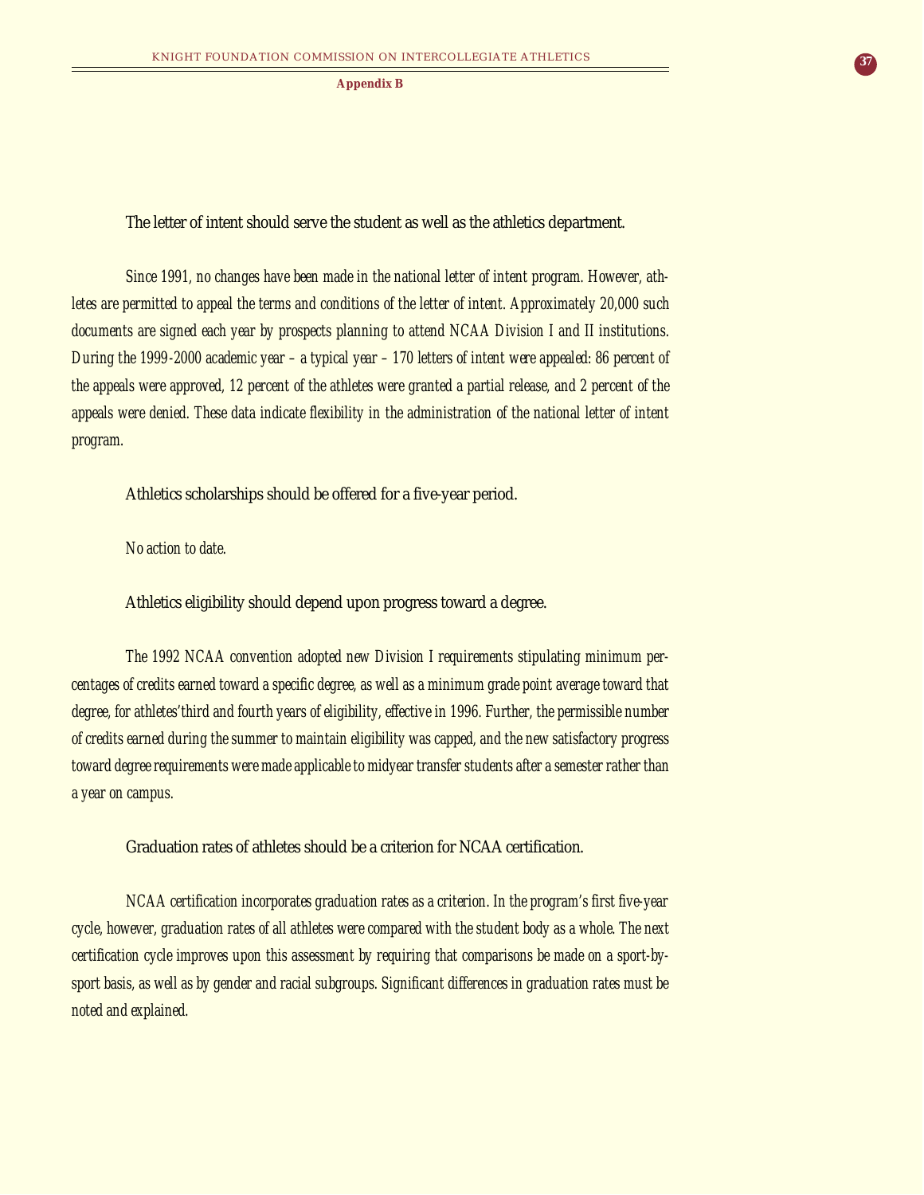### The letter of intent should serve the student as well as the athletics department.

*Since 1991, no changes have been made in the national letter of intent program. However, athletes are permitted to appeal the terms and conditions of the letter of intent. Approximately 20,000 such documents are signed each year by prospects planning to attend NCAA Division I and II institutions. During the 1999-2000 academic year – a typical year – 170 letters of intent were appealed: 86 percent of the appeals were approved, 12 percent of the athletes were granted a partial release, and 2 percent of the appeals were denied. These data indicate flexibility in the administration of the national letter of intent program.*

### Athletics scholarships should be offered for a five-year period.

*No action to date.*

### Athletics eligibility should depend upon progress toward a degree.

*The 1992 NCAA convention adopted new Division I requirements stipulating minimum percentages of credits earned toward a specific degree, as well as a minimum grade point average toward that degree, for athletes'third and fourth years of eligibility, effective in 1996. Further, the permissible number of credits earned during the summer to maintain eligibility was capped, and the new satisfactory progress toward degree requirements were made applicable to midyear transfer students after a semester rather than a year on campus.*

### Graduation rates of athletes should be a criterion for NCAA certification.

*NCAA certification incorporates graduation rates as a criterion. In the program's first five-year cycle, however, graduation rates of all athletes were compared with the student body as a whole. The next certification cycle improves upon this assessment by requiring that comparisons be made on a sport-by-sport basis, as well as by gender and racial subgroups. Significant differences in graduation rates must be noted and explained.*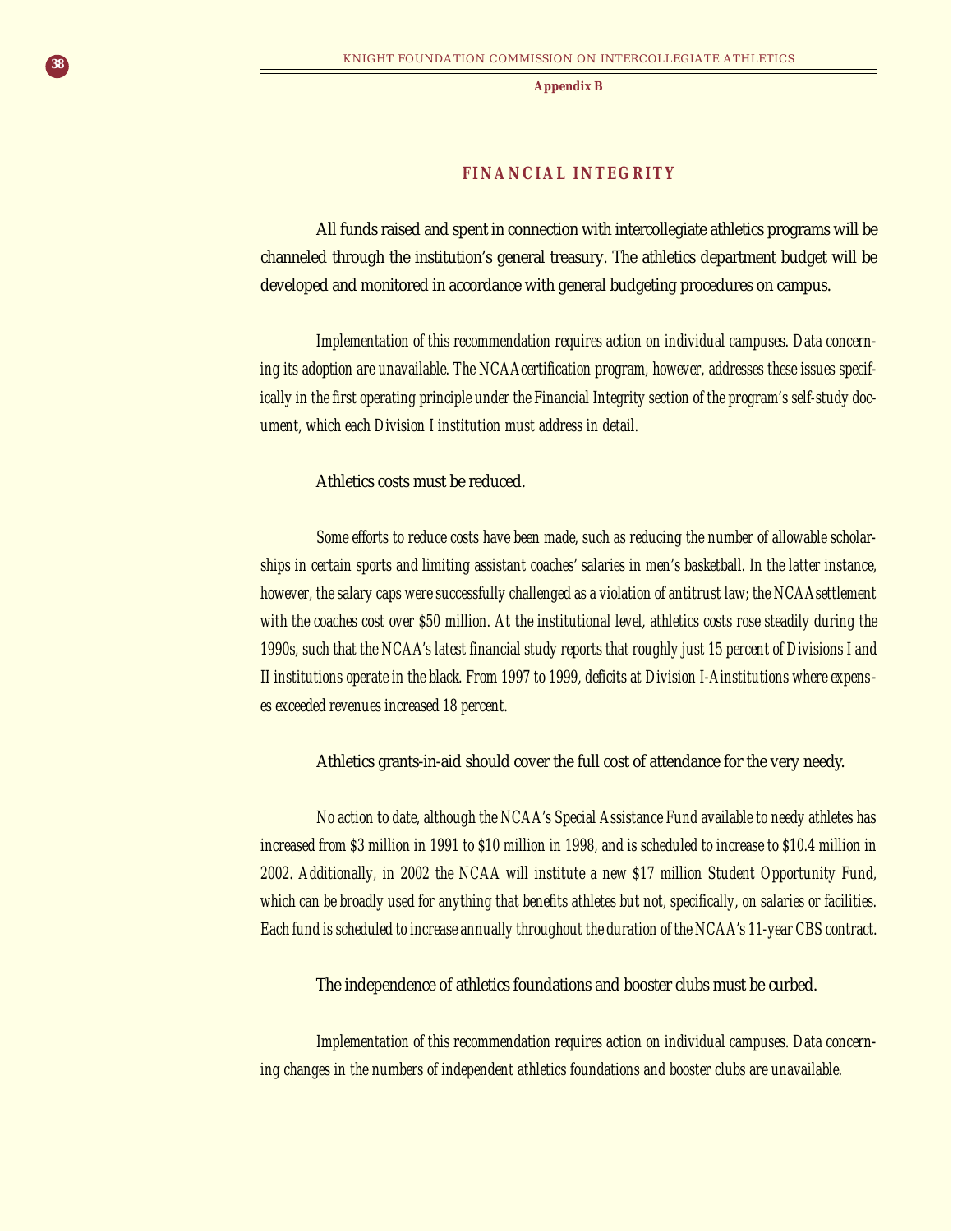**Appendix B**

## FINANCIAL INTEGRITY

All funds raised and spent in connection with intercollegiate athletics programs will be channeled through the institution's general treasury. The athletics department budget will be developed and monitored in accordance with general budgeting procedures on campus.

*Implementation of this recommendation requires action on individual campuses. Data concerning its adoption are unavailable. The NCAA certification program, however, addresses these issues specifically in the first operating principle under the Financial Integrity section of the program's self-study document, which each Division I institution must address in detail.*

Athletics costs must be reduced.

*Some efforts to reduce costs have been made, such as reducing the number of allowable scholarships in certain sports and limiting assistant coaches' salaries in men's basketball. In the latter instance, however, the salary caps were successfully challenged as a violation of antitrust law; the NCAA settlement with the coaches cost over $50 million. At the institutional level, athletics costs rose steadily during the 1990s, such that the NCAA's latest financial study reports that roughly just 15 percent of Divisions I and II institutions operate in the black. From 1997 to 1999, deficits at Division I-A institutions where expenses exceeded revenues increased 18 percent.*

Athletics grants-in-aid should cover the full cost of attendance for the very needy.

*No action to date, although the NCAA's Special Assistance Fund available to needy athletes has increased from $3 million in 1991 to $10 million in 1998, and is scheduled to increase to $10.4 million in 2002. Additionally, in 2002 the NCAA will institute a new $17 million Student Opportunity Fund, which can be broadly used for anything that benefits athletes but not, specifically, on salaries or facilities. Each fund is scheduled to increase annually throughout the duration of the NCAA's 11-year CBS contract.*

The independence of athletics foundations and booster clubs must be curbed.

*Implementation of this recommendation requires action on individual campuses. Data concerning changes in the numbers of independent athletics foundations and booster clubs are unavailable.*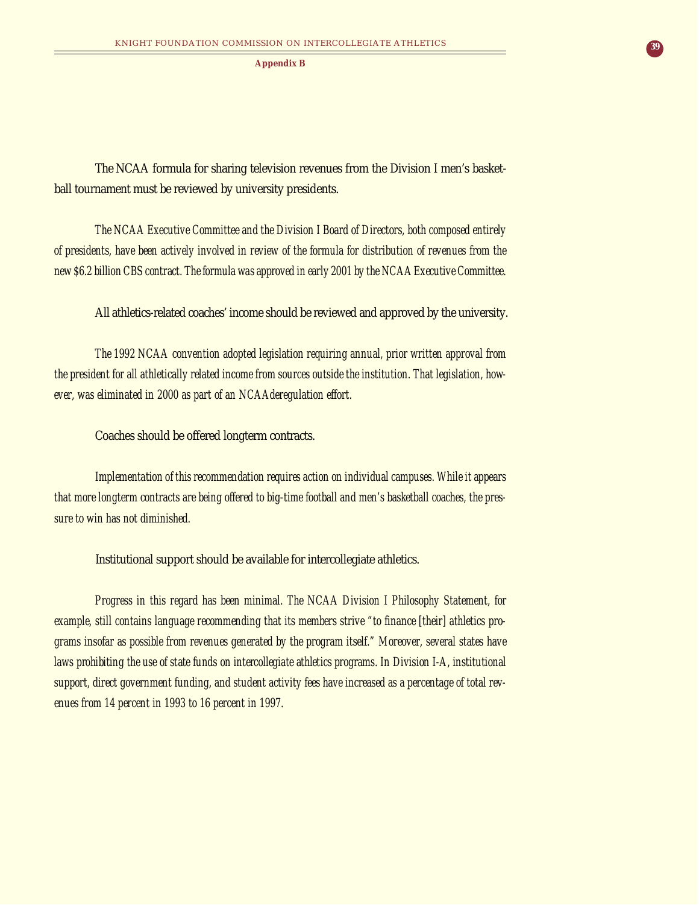The NCAA formula for sharing television revenues from the Division I men's basketball tournament must be reviewed by university presidents.

*The NCAA Executive Committee and the Division I Board of Directors, both composed entirely of presidents, have been actively involved in review of the formula for distribution of revenues from the new $6.2 billion CBS contract. The formula was approved in early 2001 by the NCAA Executive Committee.*

All athletics-related coaches' income should be reviewed and approved by the university.

*The 1992 NCAA convention adopted legislation requiring annual, prior written approval from the president for all athletically related income from sources outside the institution. That legislation, however, was eliminated in 2000 as part of an NCAAderegulation effort.*

Coaches should be offered longterm contracts.

*Implementation of this recommendation requires action on individual campuses. While it appears that more longterm contracts are being offered to big-time football and men's basketball coaches, the pressure to win has not diminished.*

Institutional support should be available for intercollegiate athletics.

*Progress in this regard has been minimal. The NCAA Division I Philosophy Statement, for example, still contains language recommending that its members strive "to finance [their] athletics programs insofar as possible from revenues generated by the program itself." Moreover, several states have laws prohibiting the use of state funds on intercollegiate athletics programs. In Division I-A, institutional support, direct government funding, and student activity fees have increased as a percentage of total revenues from 14 percent in 1993 to 16 percent in 1997.*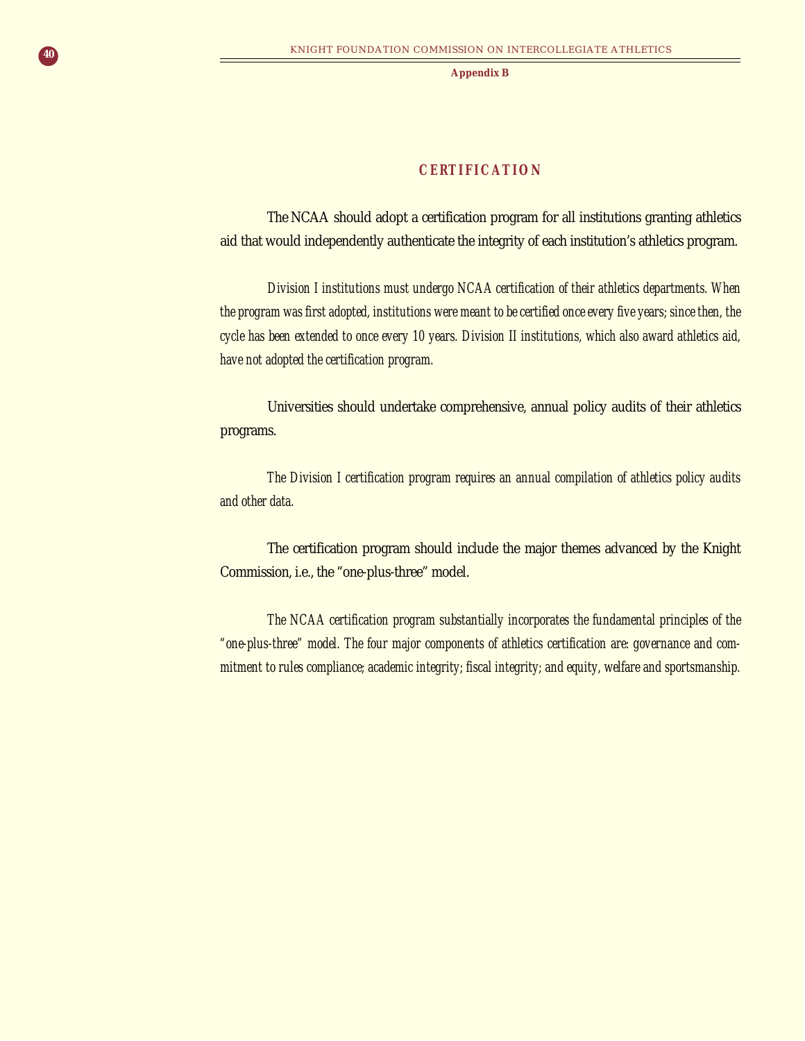## CERTIFICATION

The NCAA should adopt a certification program for all institutions granting athletics aid that would independently authenticate the integrity of each institution's athletics program.

*Division I institutions must undergo NCAA certification of their athletics departments. When the program was first adopted, institutions were meant to be certified once every five years; since then, the cycle has been extended to once every 10 years. Division II institutions, which also award athletics aid, have not adopted the certification program.*

Universities should undertake comprehensive, annual policy audits of their athletics programs.

*The Division I certification program requires an annual compilation of athletics policy audits and other data.*

The certification program should include the major themes advanced by the Knight Commission, i.e., the "one-plus-three" model.

*The NCAA certification program substantially incorporates the fundamental principles of the "one-plus-three" model. The four major components of athletics certification are: governance and commitment to rules compliance; academic integrity; fiscal integrity; and equity, welfare and sportsmanship.*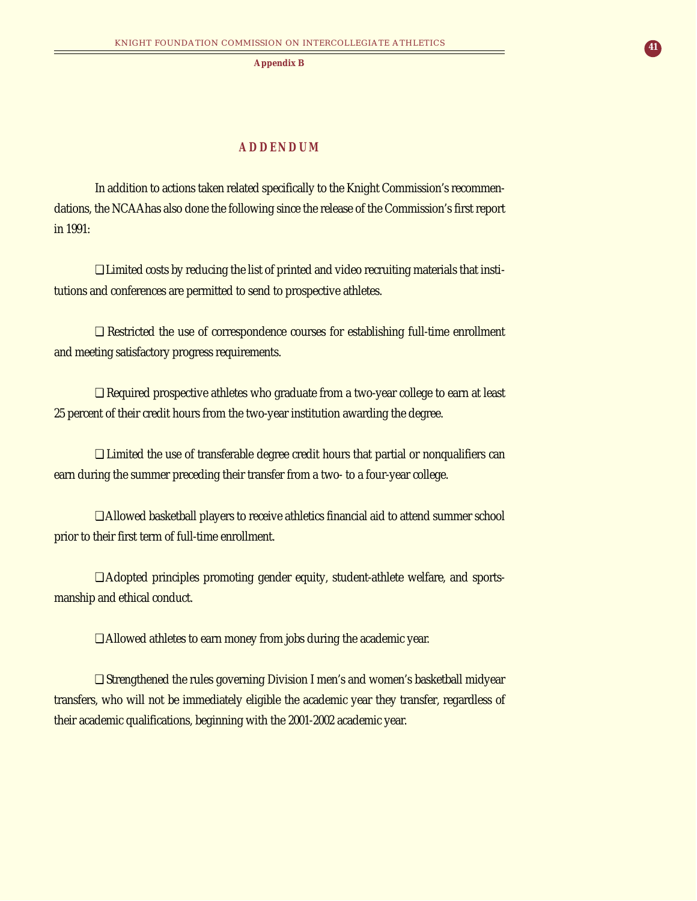Appendix B

## ADDENDUM

In addition to actions taken related specifically to the Knight Commission's recommendations, the NCAA has also done the following since the release of the Commission's first report in 1991:

❑ Limited costs by reducing the list of printed and video recruiting materials that institutions and conferences are permitted to send to prospective athletes.

❑ Restricted the use of correspondence courses for establishing full-time enrollment and meeting satisfactory progress requirements.

❑ Required prospective athletes who graduate from a two-year college to earn at least 25 percent of their credit hours from the two-year institution awarding the degree.

❑ Limited the use of transferable degree credit hours that partial or nonqualifiers can earn during the summer preceding their transfer from a two- to a four-year college.

❑ Allowed basketball players to receive athletics financial aid to attend summer school prior to their first term of full-time enrollment.

❑ Adopted principles promoting gender equity, student-athlete welfare, and sportsmanship and ethical conduct.

❑ Allowed athletes to earn money from jobs during the academic year.

❑ Strengthened the rules governing Division I men's and women's basketball midyear transfers, who will not be immediately eligible the academic year they transfer, regardless of their academic qualifications, beginning with the 2001-2002 academic year.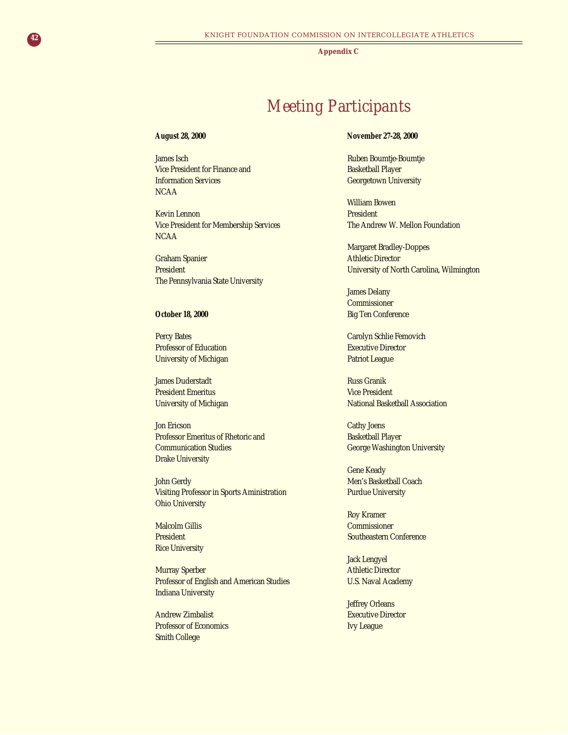**Appendix C**

# Meeting Participants

**August 28, 2000**

James Isch
Vice President for Finance and Information Services
NCAA

Kevin Lennon
Vice President for Membership Services
NCAA

Graham Spanier
President
The Pennsylvania State University

**October 18, 2000**

Percy Bates
Professor of Education
University of Michigan

James Duderstadt
President Emeritus
University of Michigan

Jon Ericson
Professor Emeritus of Rhetoric and Communication Studies
Drake University

John Gerdy
Visiting Professor in Sports Aministration
Ohio University

Malcolm Gillis
President
Rice University

Murray Sperber
Professor of English and American Studies
Indiana University

Andrew Zimbalist
Professor of Economics
Smith College

**November 27-28, 2000**

Ruben Boumtje-Boumtje
Basketball Player
Georgetown University

William Bowen
President
The Andrew W. Mellon Foundation

Margaret Bradley-Doppes
Athletic Director
University of North Carolina, Wilmington

James Delany
Commissioner
Big Ten Conference

Carolyn Schlie Femovich
Executive Director
Patriot League

Russ Granik
Vice President
National Basketball Association

Cathy Joens
Basketball Player
George Washington University

Gene Keady
Men's Basketball Coach
Purdue University

Roy Kramer
Commissioner
Southeastern Conference

Jack Lengyel
Athletic Director
U.S. Naval Academy

Jeffrey Orleans
Executive Director
Ivy League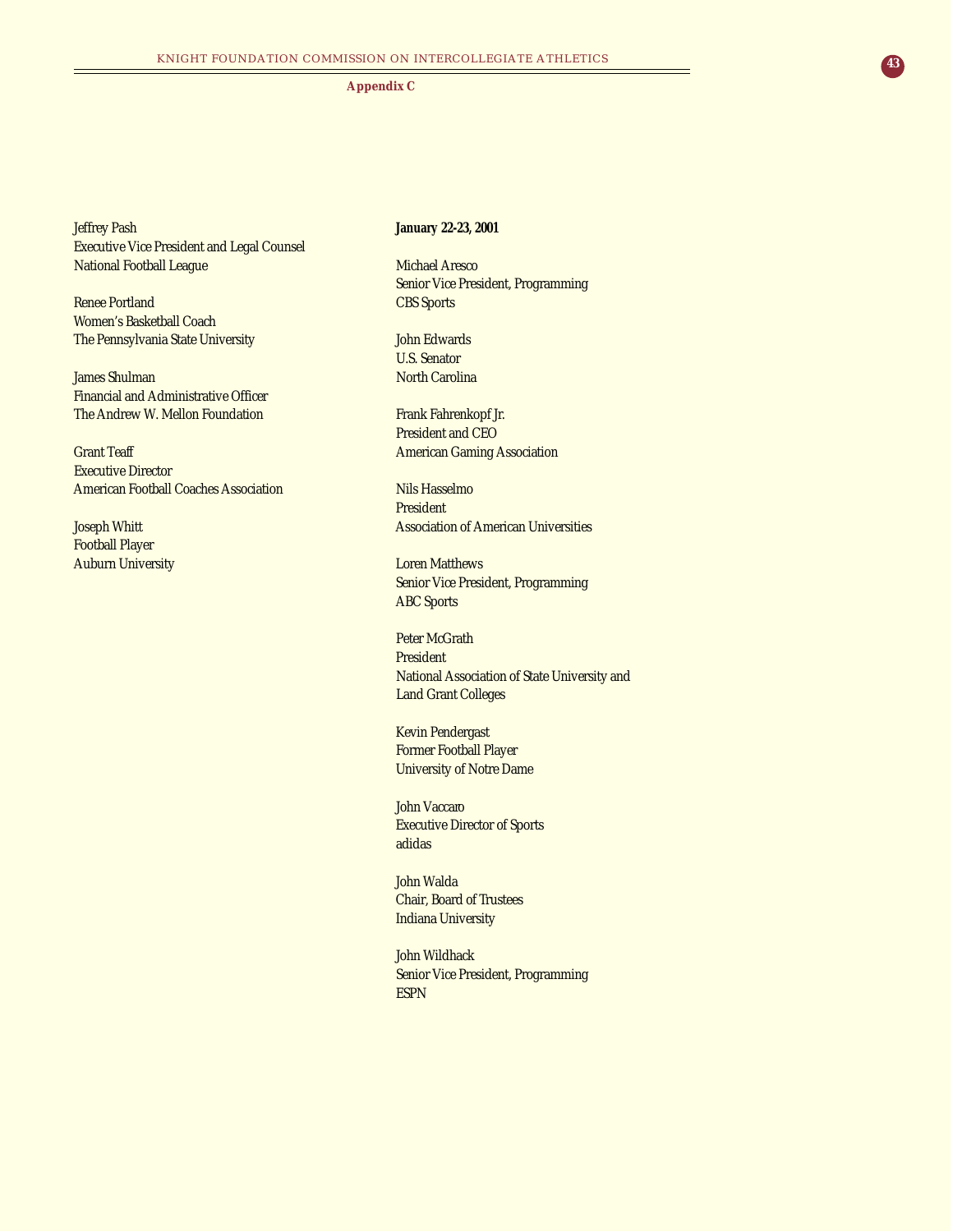**Appendix C**

Jeffrey Pash
Executive Vice President and Legal Counsel
National Football League

Renee Portland
Women's Basketball Coach
The Pennsylvania State University

James Shulman
Financial and Administrative Officer
The Andrew W. Mellon Foundation

Grant Teaff
Executive Director
American Football Coaches Association

Joseph Whitt
Football Player
Auburn University

**January 22-23, 2001**

Michael Aresco
Senior Vice President, Programming
CBS Sports

John Edwards
U.S. Senator
North Carolina

Frank Fahrenkopf Jr.
President and CEO
American Gaming Association

Nils Hasselmo
President
Association of American Universities

Loren Matthews
Senior Vice President, Programming
ABC Sports

Peter McGrath
President
National Association of State University and
Land Grant Colleges

Kevin Pendergast
Former Football Player
University of Notre Dame

John Vaccaro
Executive Director of Sports
adidas

John Walda
Chair, Board of Trustees
Indiana University

John Wildhack
Senior Vice President, Programming
ESPN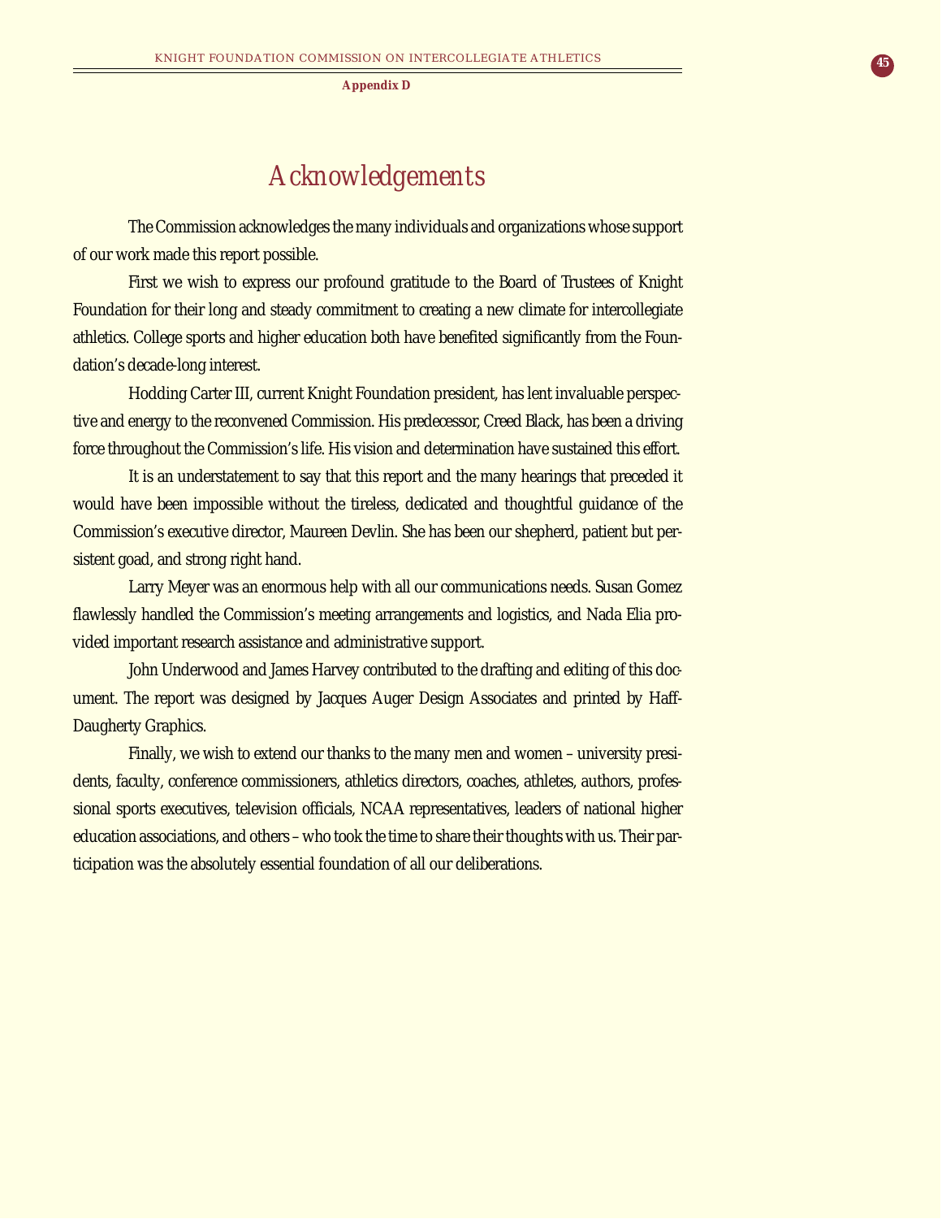## Appendix D

# Acknowledgements

The Commission acknowledges the many individuals and organizations whose support of our work made this report possible.

First we wish to express our profound gratitude to the Board of Trustees of Knight Foundation for their long and steady commitment to creating a new climate for intercollegiate athletics. College sports and higher education both have benefited significantly from the Foundation's decade-long interest.

Hodding Carter III, current Knight Foundation president, has lent invaluable perspective and energy to the reconvened Commission. His predecessor, Creed Black, has been a driving force throughout the Commission's life. His vision and determination have sustained this effort.

It is an understatement to say that this report and the many hearings that preceded it would have been impossible without the tireless, dedicated and thoughtful guidance of the Commission's executive director, Maureen Devlin. She has been our shepherd, patient but persistent goad, and strong right hand.

Larry Meyer was an enormous help with all our communications needs. Susan Gomez flawlessly handled the Commission's meeting arrangements and logistics, and Nada Elia provided important research assistance and administrative support.

John Underwood and James Harvey contributed to the drafting and editing of this document. The report was designed by Jacques Auger Design Associates and printed by Haff-Daugherty Graphics.

Finally, we wish to extend our thanks to the many men and women – university presidents, faculty, conference commissioners, athletics directors, coaches, athletes, authors, professional sports executives, television officials, NCAA representatives, leaders of national higher education associations, and others – who took the time to share their thoughts with us. Their participation was the absolutely essential foundation of all our deliberations.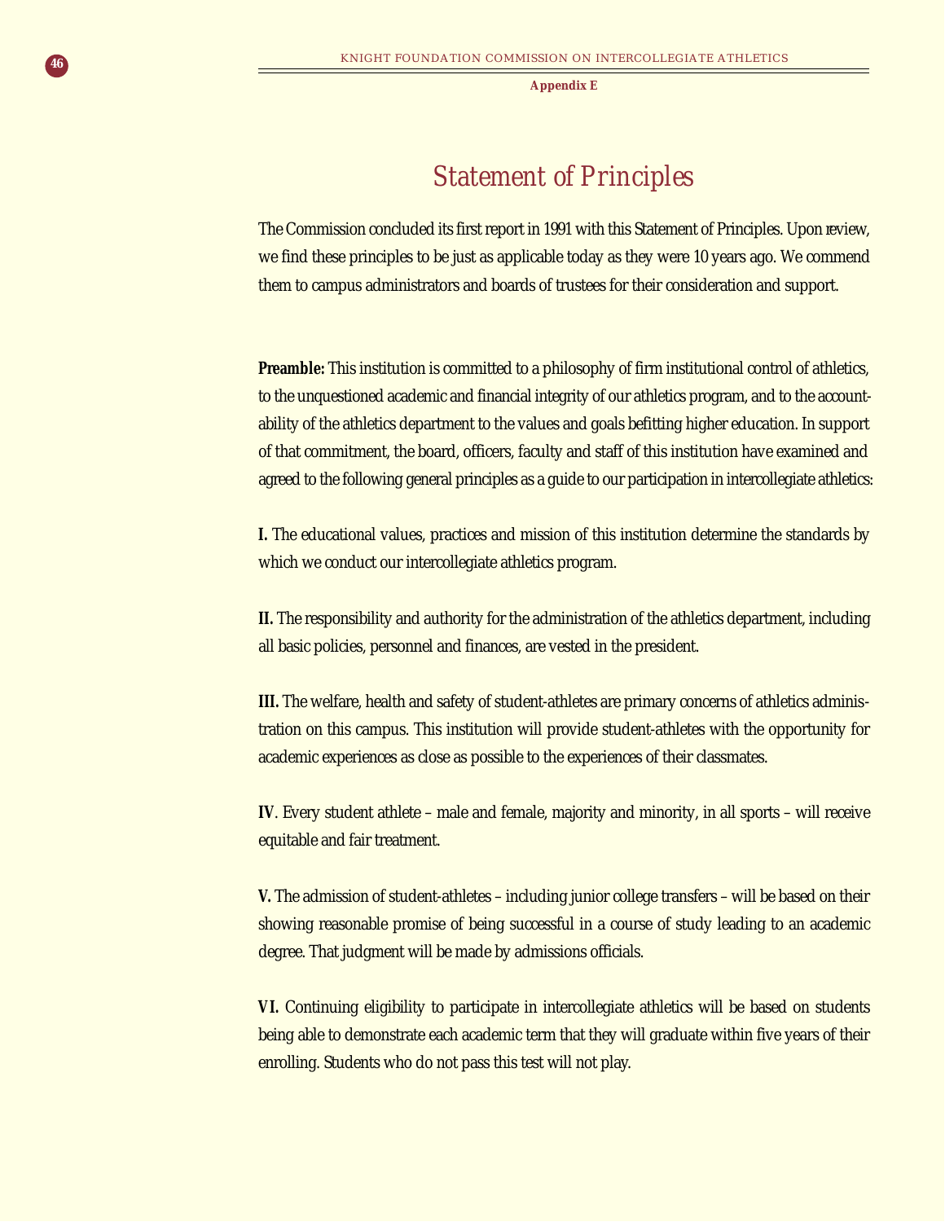Appendix E

# Statement of Principles

The Commission concluded its first report in 1991 with this Statement of Principles. Upon review, we find these principles to be just as applicable today as they were 10 years ago. We commend them to campus administrators and boards of trustees for their consideration and support.

**Preamble:** This institution is committed to a philosophy of firm institutional control of athletics, to the unquestioned academic and financial integrity of our athletics program, and to the accountability of the athletics department to the values and goals befitting higher education. In support of that commitment, the board, officers, faculty and staff of this institution have examined and agreed to the following general principles as a guide to our participation in intercollegiate athletics:

**I.** The educational values, practices and mission of this institution determine the standards by which we conduct our intercollegiate athletics program.

**II.** The responsibility and authority for the administration of the athletics department, including all basic policies, personnel and finances, are vested in the president.

**III.** The welfare, health and safety of student-athletes are primary concerns of athletics administration on this campus. This institution will provide student-athletes with the opportunity for academic experiences as close as possible to the experiences of their classmates.

**IV**. Every student athlete – male and female, majority and minority, in all sports – will receive equitable and fair treatment.

**V.** The admission of student-athletes – including junior college transfers – will be based on their showing reasonable promise of being successful in a course of study leading to an academic degree. That judgment will be made by admissions officials.

**VI.** Continuing eligibility to participate in intercollegiate athletics will be based on students being able to demonstrate each academic term that they will graduate within five years of their enrolling. Students who do not pass this test will not play.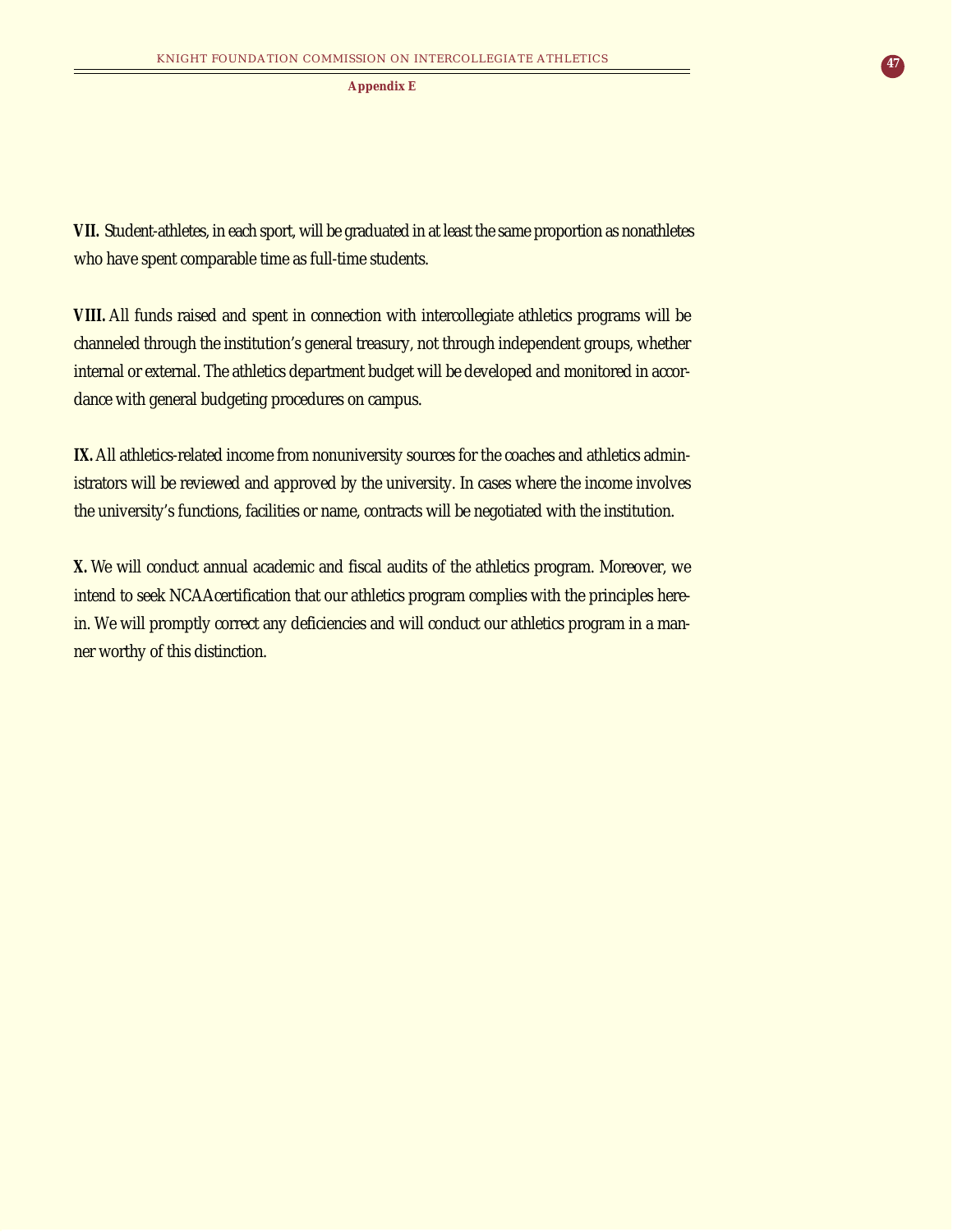**VII.** Student-athletes, in each sport, will be graduated in at least the same proportion as nonathletes who have spent comparable time as full-time students.

**VIII.** All funds raised and spent in connection with intercollegiate athletics programs will be channeled through the institution's general treasury, not through independent groups, whether internal or external. The athletics department budget will be developed and monitored in accordance with general budgeting procedures on campus.

**IX.** All athletics-related income from nonuniversity sources for the coaches and athletics administrators will be reviewed and approved by the university. In cases where the income involves the university's functions, facilities or name, contracts will be negotiated with the institution.

**X.** We will conduct annual academic and fiscal audits of the athletics program. Moreover, we intend to seek NCAA certification that our athletics program complies with the principles herein. We will promptly correct any deficiencies and will conduct our athletics program in a manner worthy of this distinction.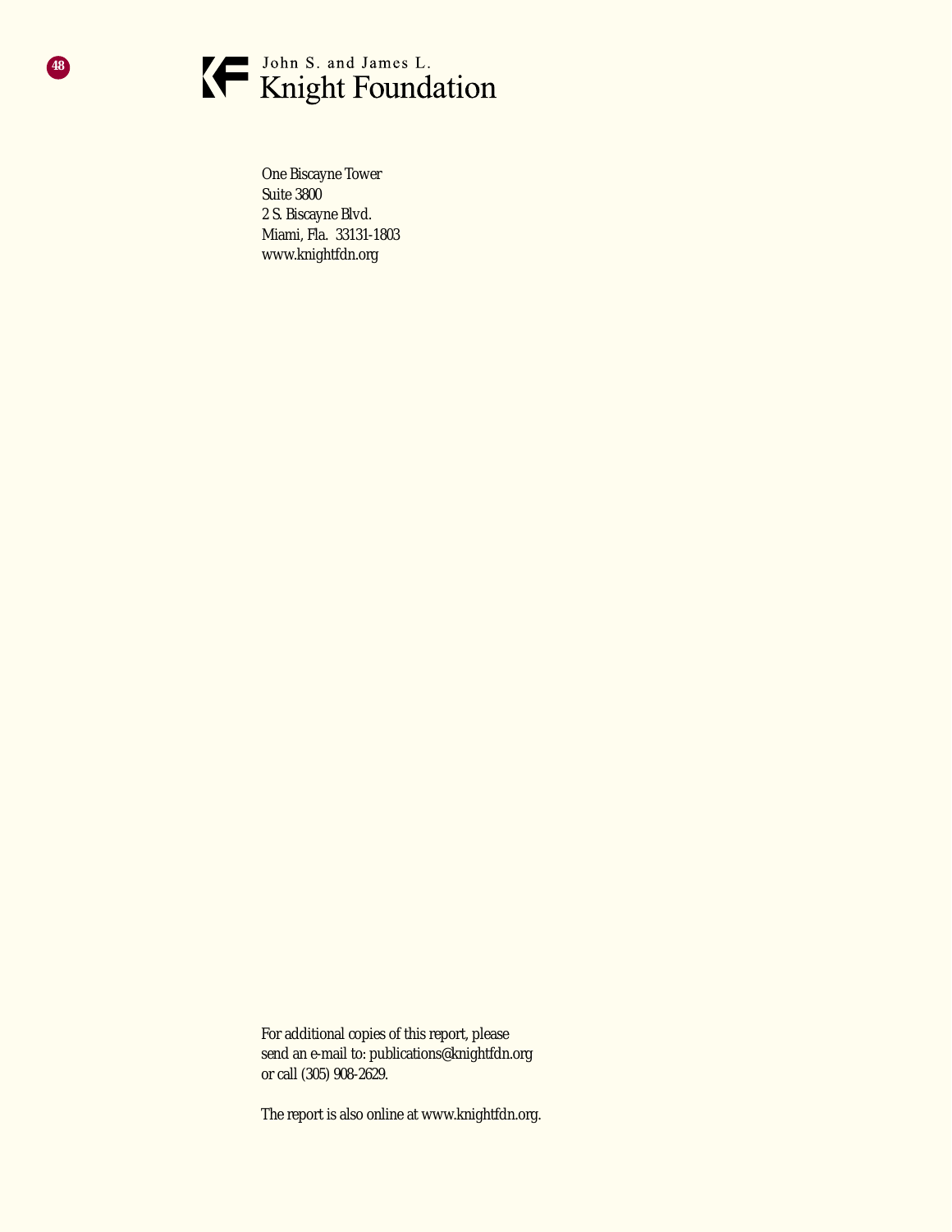John S. and James L.
Knight Foundation

One Biscayne Tower
Suite 3800
2 S. Biscayne Blvd.
Miami, Fla. 33131-1803
www.knightfdn.org

For additional copies of this report, please send an e-mail to: publications@knightfdn.org or call (305) 908-2629.

The report is also online at www.knightfdn.org.